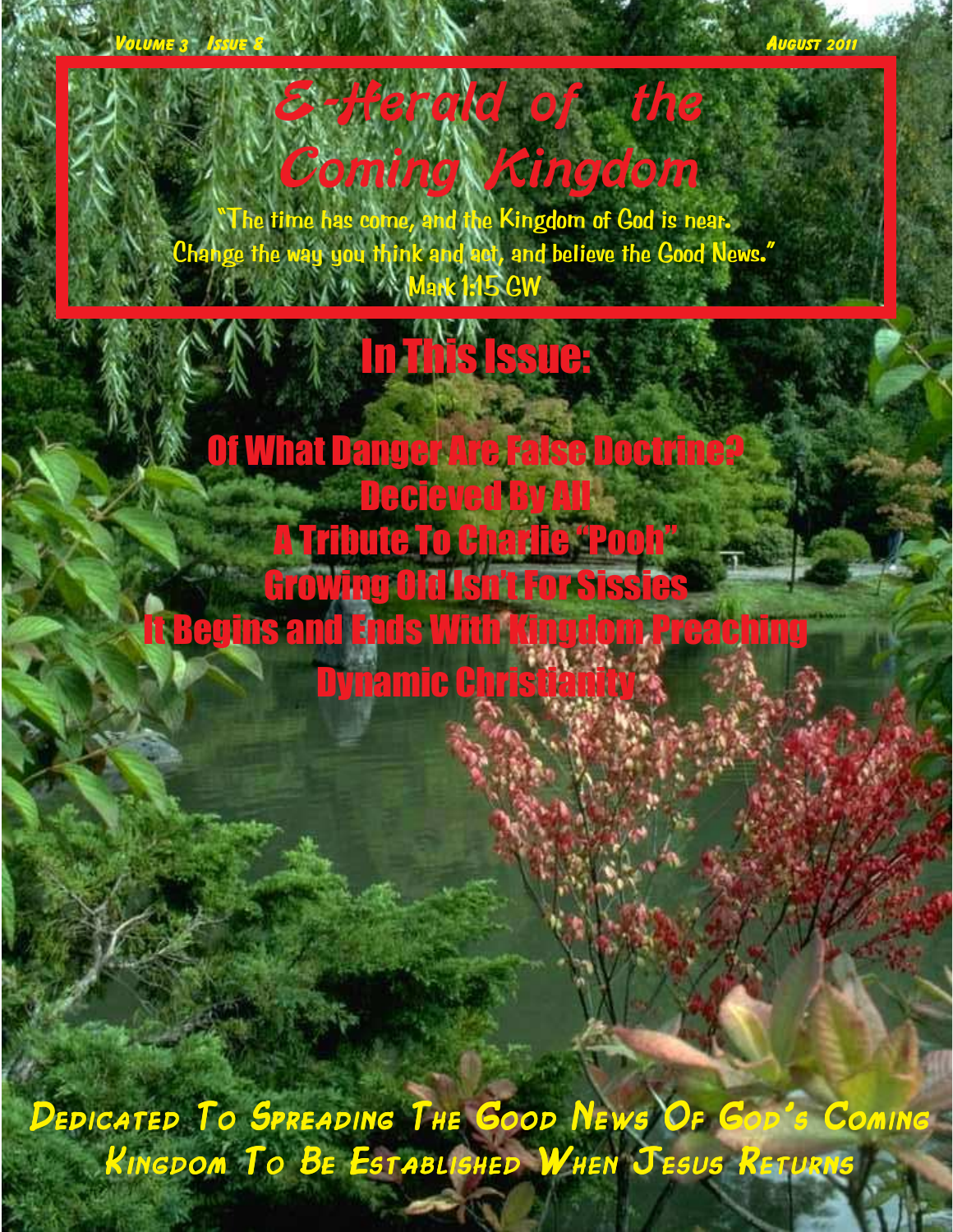Volume 3 Issue 8

August 2011

# E-Herald of the Coming Kingdom

"The time has come, and the Kingdom of God is near. Change the way you think and act, and believe the Good News."
Mark 1:15 GW

## In This Issue:

Of What Danger Are False Doctrine?

Decieved By All

A Tribute To Charlie "Pooh"

Growing Old Isn't For Sissies

It Begins and Ends With Kingdom Preaching

Dynamic Christianity

Dedicated To Spreading The Good News Of God's Coming Kingdom To Be Established When Jesus Returns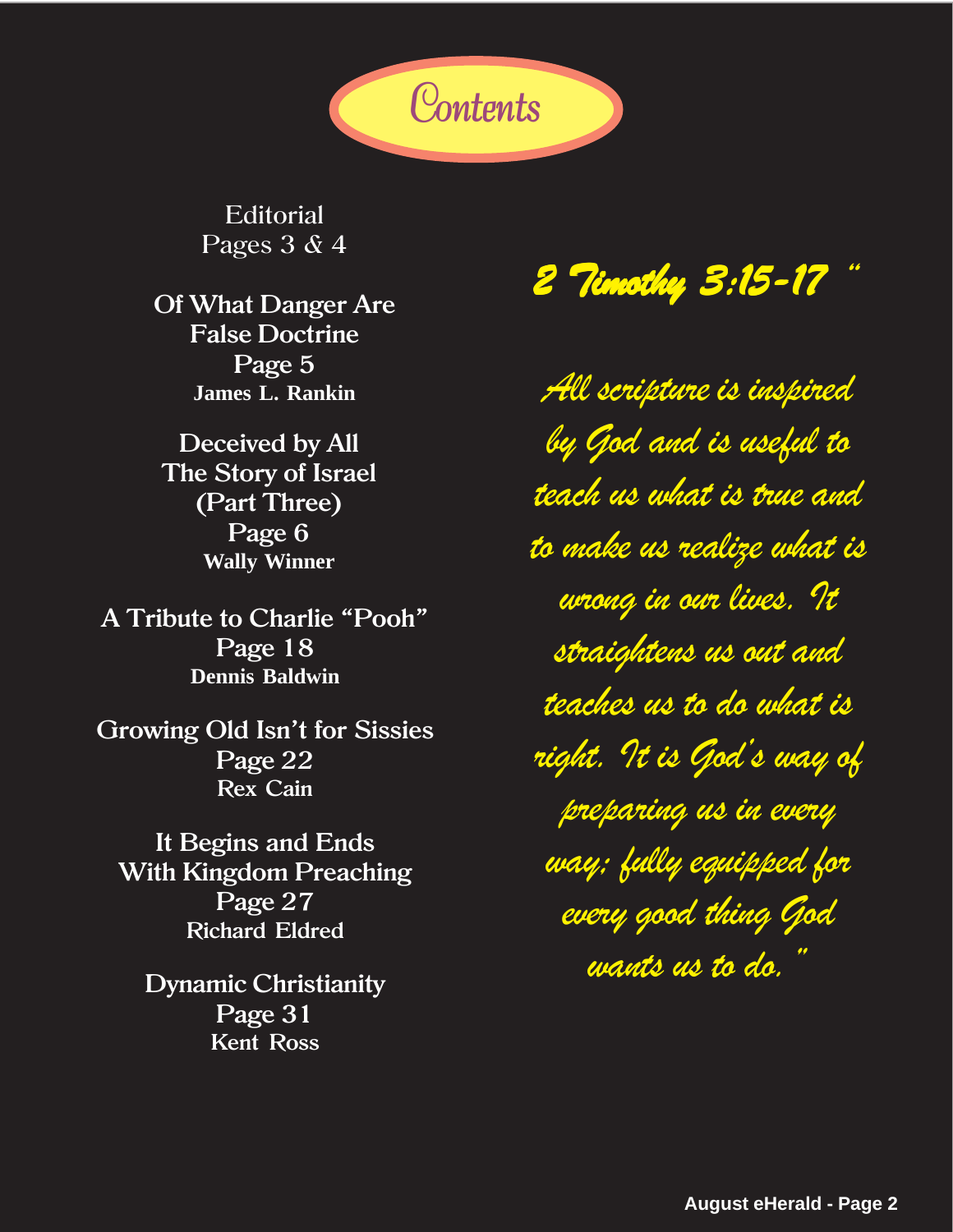# Contents

Editorial
Pages 3 & 4

**Of What Danger Are False Doctrine**
Page 5
**James L. Rankin**

**Deceived by All The Story of Israel (Part Three)**
Page 6
**Wally Winner**

**A Tribute to Charlie "Pooh"**
Page 18
**Dennis Baldwin**

**Growing Old Isn't for Sissies**
Page 22
Rex Cain

**It Begins and Ends With Kingdom Preaching**
Page 27
Richard Eldred

**Dynamic Christianity**
Page 31
Kent Ross

*2 Timothy 3:15-17 "*

*All scripture is inspired by God and is useful to teach us what is true and to make us realize what is wrong in our lives. It straightens us out and teaches us to do what is right. It is God's way of preparing us in every way; fully equipped for every good thing God wants us to do."*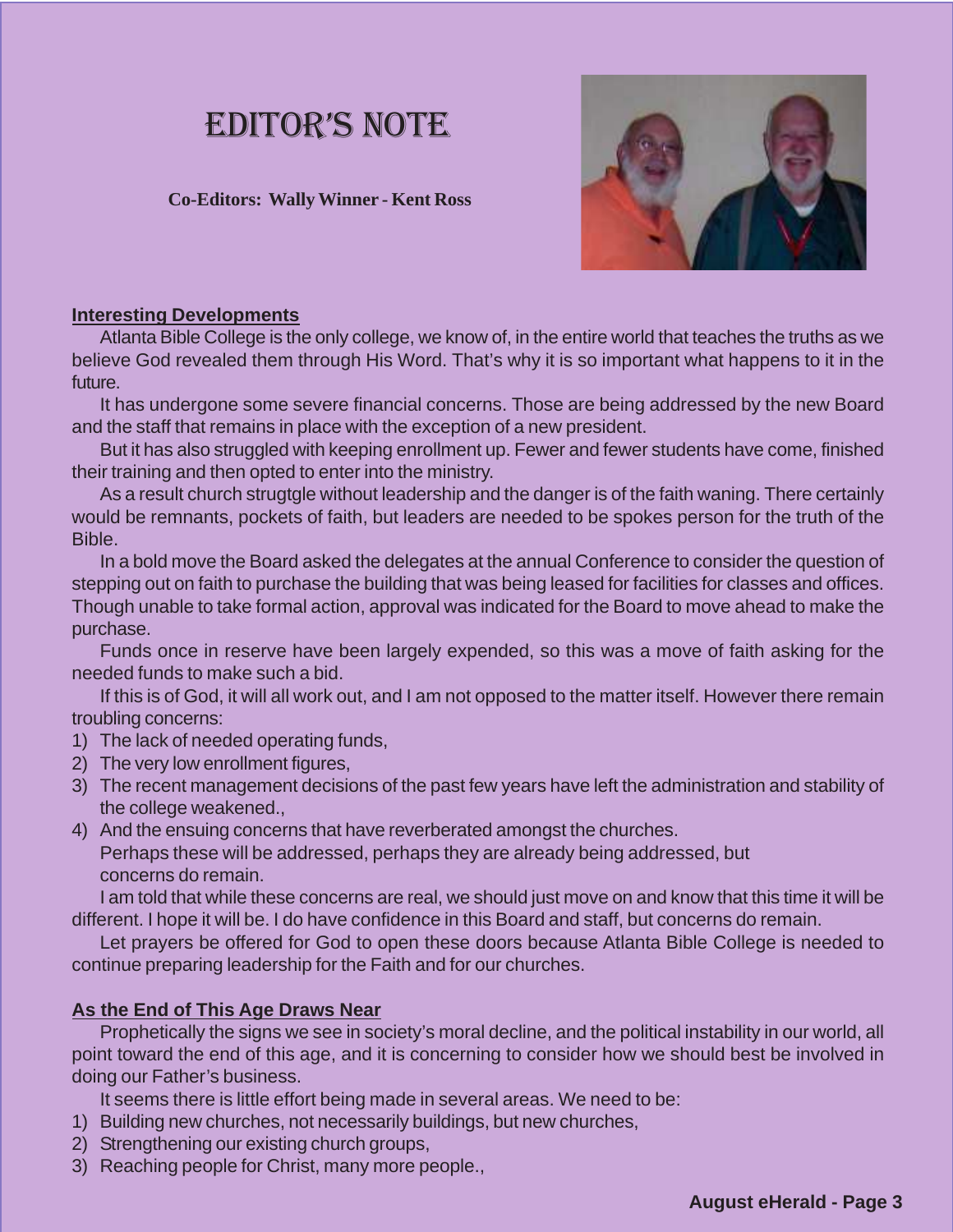# EDITOR'S NOTE

**Co-Editors: Wally Winner - Kent Ross**

**Interesting Developments**

Atlanta Bible College is the only college, we know of, in the entire world that teaches the truths as we believe God revealed them through His Word. That's why it is so important what happens to it in the future.

It has undergone some severe financial concerns. Those are being addressed by the new Board and the staff that remains in place with the exception of a new president.

But it has also struggled with keeping enrollment up. Fewer and fewer students have come, finished their training and then opted to enter into the ministry.

As a result church strugtgle without leadership and the danger is of the faith waning. There certainly would be remnants, pockets of faith, but leaders are needed to be spokes person for the truth of the Bible.

In a bold move the Board asked the delegates at the annual Conference to consider the question of stepping out on faith to purchase the building that was being leased for facilities for classes and offices. Though unable to take formal action, approval was indicated for the Board to move ahead to make the purchase.

Funds once in reserve have been largely expended, so this was a move of faith asking for the needed funds to make such a bid.

If this is of God, it will all work out, and I am not opposed to the matter itself. However there remain troubling concerns:

1) The lack of needed operating funds,
2) The very low enrollment figures,
3) The recent management decisions of the past few years have left the administration and stability of the college weakened.,
4) And the ensuing concerns that have reverberated amongst the churches.
   Perhaps these will be addressed, perhaps they are already being addressed, but concerns do remain.

I am told that while these concerns are real, we should just move on and know that this time it will be different. I hope it will be. I do have confidence in this Board and staff, but concerns do remain.

Let prayers be offered for God to open these doors because Atlanta Bible College is needed to continue preparing leadership for the Faith and for our churches.

**As the End of This Age Draws Near**

Prophetically the signs we see in society's moral decline, and the political instability in our world, all point toward the end of this age, and it is concerning to consider how we should best be involved in doing our Father's business.

It seems there is little effort being made in several areas. We need to be:

1) Building new churches, not necessarily buildings, but new churches,
2) Strengthening our existing church groups,
3) Reaching people for Christ, many more people.,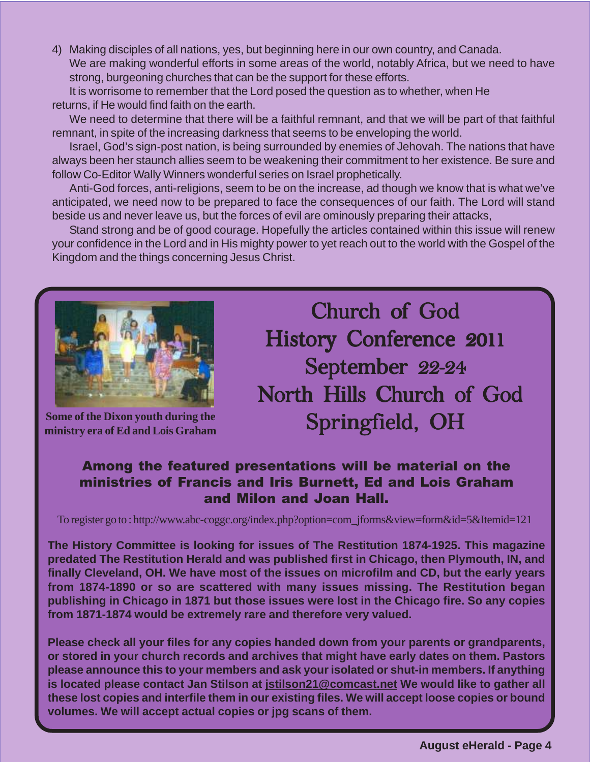4) Making disciples of all nations, yes, but beginning here in our own country, and Canada. We are making wonderful efforts in some areas of the world, notably Africa, but we need to have strong, burgeoning churches that can be the support for these efforts.

It is worrisome to remember that the Lord posed the question as to whether, when He returns, if He would find faith on the earth.

We need to determine that there will be a faithful remnant, and that we will be part of that faithful remnant, in spite of the increasing darkness that seems to be enveloping the world.

Israel, God's sign-post nation, is being surrounded by enemies of Jehovah. The nations that have always been her staunch allies seem to be weakening their commitment to her existence. Be sure and follow Co-Editor Wally Winners wonderful series on Israel prophetically.

Anti-God forces, anti-religions, seem to be on the increase, ad though we know that is what we've anticipated, we need now to be prepared to face the consequences of our faith. The Lord will stand beside us and never leave us, but the forces of evil are ominously preparing their attacks,

Stand strong and be of good courage. Hopefully the articles contained within this issue will renew your confidence in the Lord and in His mighty power to yet reach out to the world with the Gospel of the Kingdom and the things concerning Jesus Christ.

**Some of the Dixon youth during the ministry era of Ed and Lois Graham**

# Church of God History Conference 2011
## September 22-24
## North Hills Church of God
## Springfield, OH

**Among the featured presentations will be material on the ministries of Francis and Iris Burnett, Ed and Lois Graham and Milon and Joan Hall.**

To register go to : http://www.abc-coggc.org/index.php?option=com_jforms&view=form&id=5&Itemid=121

**The History Committee is looking for issues of The Restitution 1874-1925. This magazine predated The Restitution Herald and was published first in Chicago, then Plymouth, IN, and finally Cleveland, OH. We have most of the issues on microfilm and CD, but the early years from 1874-1890 or so are scattered with many issues missing. The Restitution began publishing in Chicago in 1871 but those issues were lost in the Chicago fire. So any copies from 1871-1874 would be extremely rare and therefore very valued.**

**Please check all your files for any copies handed down from your parents or grandparents, or stored in your church records and archives that might have early dates on them. Pastors please announce this to your members and ask your isolated or shut-in members. If anything is located please contact Jan Stilson at jstilson21@comcast.net We would like to gather all these lost copies and interfile them in our existing files. We will accept loose copies or bound volumes. We will accept actual copies or jpg scans of them.**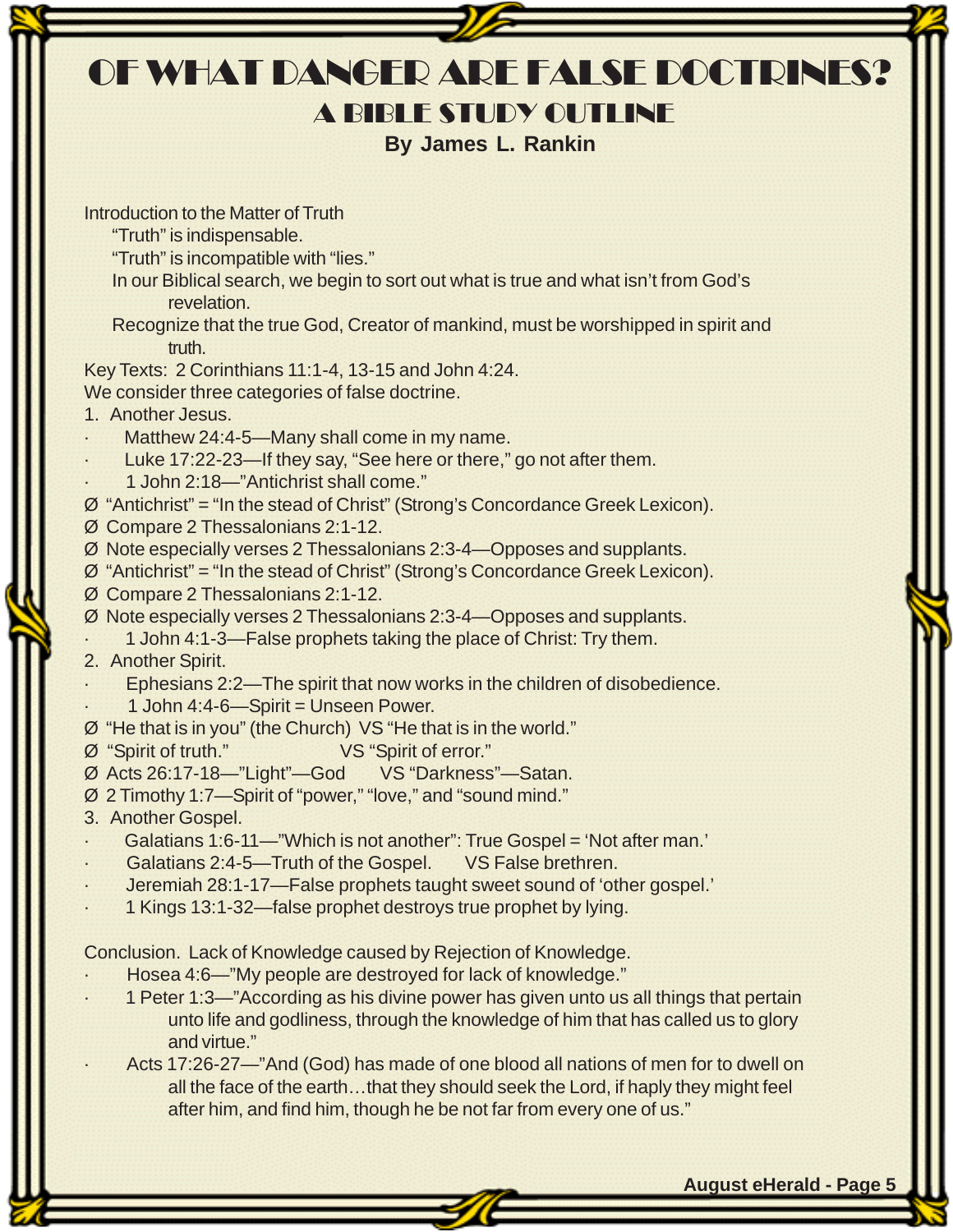# OF WHAT DANGER ARE FALSE DOCTRINES?

## A BIBLE STUDY OUTLINE

**By James L. Rankin**

Introduction to the Matter of Truth

"Truth" is indispensable.

"Truth" is incompatible with "lies."

In our Biblical search, we begin to sort out what is true and what isn't from God's revelation.

Recognize that the true God, Creator of mankind, must be worshipped in spirit and truth.

Key Texts: 2 Corinthians 11:1-4, 13-15 and John 4:24.

We consider three categories of false doctrine.

1. Another Jesus.

- Matthew 24:4-5—Many shall come in my name.
- Luke 17:22-23—If they say, "See here or there," go not after them.
- 1 John 2:18—"Antichrist shall come."

Ø "Antichrist" = "In the stead of Christ" (Strong's Concordance Greek Lexicon).

Ø Compare 2 Thessalonians 2:1-12.

Ø Note especially verses 2 Thessalonians 2:3-4—Opposes and supplants.

Ø "Antichrist" = "In the stead of Christ" (Strong's Concordance Greek Lexicon).

Ø Compare 2 Thessalonians 2:1-12.

Ø Note especially verses 2 Thessalonians 2:3-4—Opposes and supplants.

- 1 John 4:1-3—False prophets taking the place of Christ: Try them.

2. Another Spirit.

- Ephesians 2:2—The spirit that now works in the children of disobedience.
- 1 John 4:4-6—Spirit = Unseen Power.

Ø "He that is in you" (the Church) VS "He that is in the world."

Ø "Spirit of truth." VS "Spirit of error."

Ø Acts 26:17-18—"Light"—God VS "Darkness"—Satan.

Ø 2 Timothy 1:7—Spirit of "power," "love," and "sound mind."

3. Another Gospel.

- Galatians 1:6-11—"Which is not another": True Gospel = 'Not after man.'
- Galatians 2:4-5—Truth of the Gospel. VS False brethren.
- Jeremiah 28:1-17—False prophets taught sweet sound of 'other gospel.'
- 1 Kings 13:1-32—false prophet destroys true prophet by lying.

Conclusion. Lack of Knowledge caused by Rejection of Knowledge.

- Hosea 4:6—"My people are destroyed for lack of knowledge."
- 1 Peter 1:3—"According as his divine power has given unto us all things that pertain unto life and godliness, through the knowledge of him that has called us to glory and virtue."
- Acts 17:26-27—"And (God) has made of one blood all nations of men for to dwell on all the face of the earth…that they should seek the Lord, if haply they might feel after him, and find him, though he be not far from every one of us."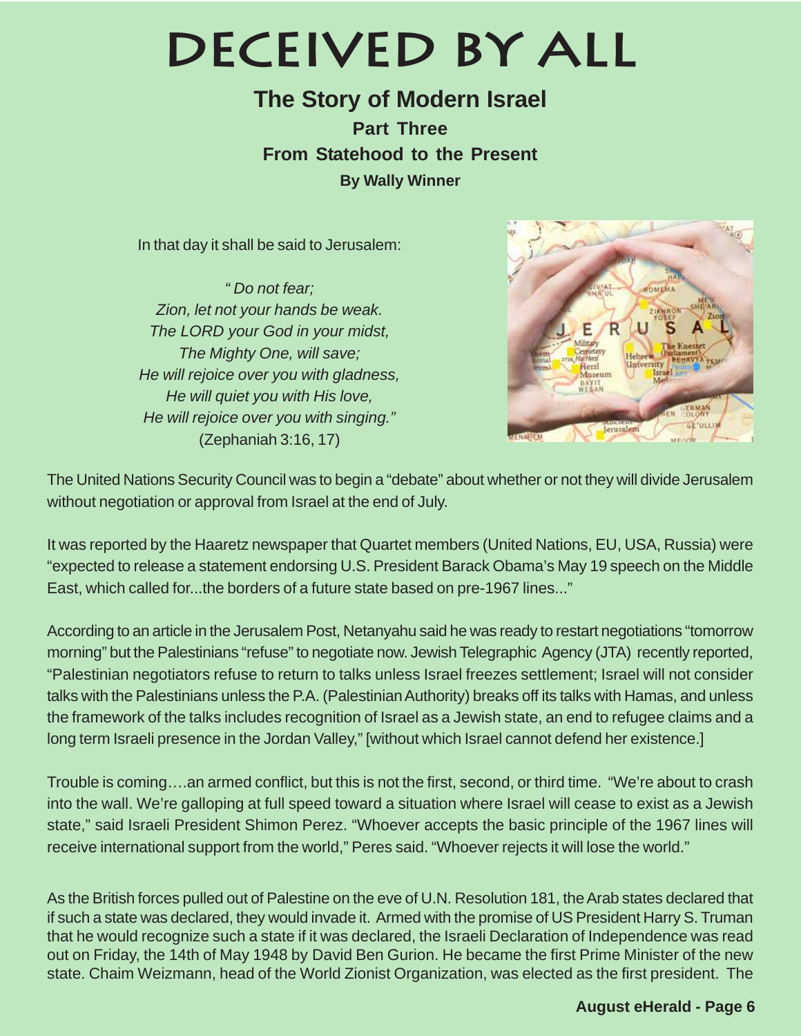# DECEIVED BY ALL

## The Story of Modern Israel

### Part Three

### From Statehood to the Present

**By Wally Winner**

In that day it shall be said to Jerusalem:

*" Do not fear;*
*Zion, let not your hands be weak.*
*The LORD your God in your midst,*
*The Mighty One, will save;*
*He will rejoice over you with gladness,*
*He will quiet you with His love,*
*He will rejoice over you with singing."*
(Zephaniah 3:16, 17)

The United Nations Security Council was to begin a "debate" about whether or not they will divide Jerusalem without negotiation or approval from Israel at the end of July.

It was reported by the Haaretz newspaper that Quartet members (United Nations, EU, USA, Russia) were "expected to release a statement endorsing U.S. President Barack Obama's May 19 speech on the Middle East, which called for...the borders of a future state based on pre-1967 lines..."

According to an article in the Jerusalem Post, Netanyahu said he was ready to restart negotiations "tomorrow morning" but the Palestinians "refuse" to negotiate now. Jewish Telegraphic Agency (JTA) recently reported, "Palestinian negotiators refuse to return to talks unless Israel freezes settlement; Israel will not consider talks with the Palestinians unless the P.A. (Palestinian Authority) breaks off its talks with Hamas, and unless the framework of the talks includes recognition of Israel as a Jewish state, an end to refugee claims and a long term Israeli presence in the Jordan Valley," [without which Israel cannot defend her existence.]

Trouble is coming….an armed conflict, but this is not the first, second, or third time. "We're about to crash into the wall. We're galloping at full speed toward a situation where Israel will cease to exist as a Jewish state," said Israeli President Shimon Perez. "Whoever accepts the basic principle of the 1967 lines will receive international support from the world," Peres said. "Whoever rejects it will lose the world."

As the British forces pulled out of Palestine on the eve of U.N. Resolution 181, the Arab states declared that if such a state was declared, they would invade it. Armed with the promise of US President Harry S. Truman that he would recognize such a state if it was declared, the Israeli Declaration of Independence was read out on Friday, the 14th of May 1948 by David Ben Gurion. He became the first Prime Minister of the new state. Chaim Weizmann, head of the World Zionist Organization, was elected as the first president. The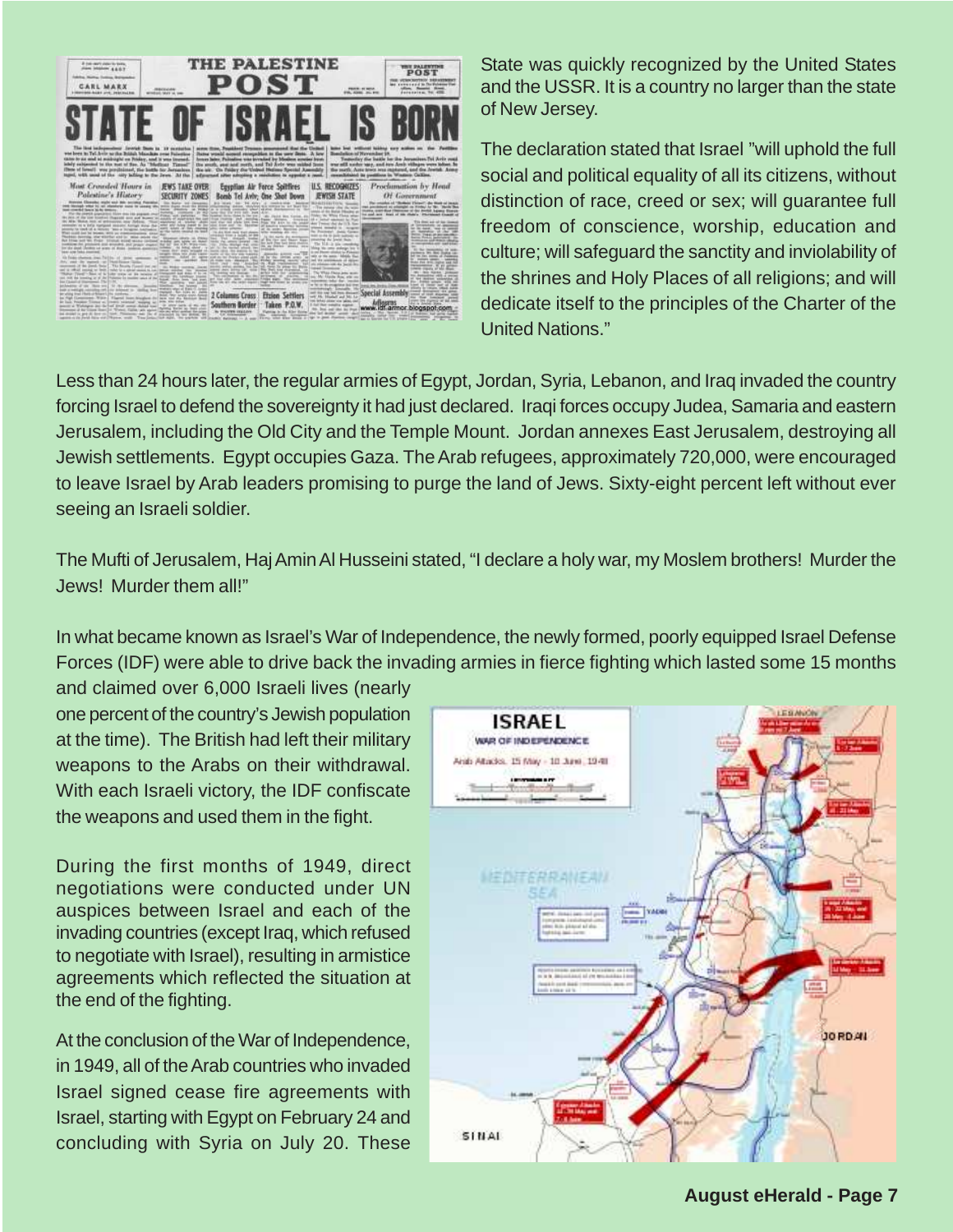State was quickly recognized by the United States and the USSR. It is a country no larger than the state of New Jersey.

The declaration stated that Israel "will uphold the full social and political equality of all its citizens, without distinction of race, creed or sex; will guarantee full freedom of conscience, worship, education and culture; will safeguard the sanctity and inviolability of the shrines and Holy Places of all religions; and will dedicate itself to the principles of the Charter of the United Nations."

Less than 24 hours later, the regular armies of Egypt, Jordan, Syria, Lebanon, and Iraq invaded the country forcing Israel to defend the sovereignty it had just declared. Iraqi forces occupy Judea, Samaria and eastern Jerusalem, including the Old City and the Temple Mount. Jordan annexes East Jerusalem, destroying all Jewish settlements. Egypt occupies Gaza. The Arab refugees, approximately 720,000, were encouraged to leave Israel by Arab leaders promising to purge the land of Jews. Sixty-eight percent left without ever seeing an Israeli soldier.

The Mufti of Jerusalem, Haj Amin Al Husseini stated, "I declare a holy war, my Moslem brothers! Murder the Jews! Murder them all!"

In what became known as Israel's War of Independence, the newly formed, poorly equipped Israel Defense Forces (IDF) were able to drive back the invading armies in fierce fighting which lasted some 15 months and claimed over 6,000 Israeli lives (nearly one percent of the country's Jewish population at the time). The British had left their military weapons to the Arabs on their withdrawal. With each Israeli victory, the IDF confiscate the weapons and used them in the fight.

During the first months of 1949, direct negotiations were conducted under UN auspices between Israel and each of the invading countries (except Iraq, which refused to negotiate with Israel), resulting in armistice agreements which reflected the situation at the end of the fighting.

At the conclusion of the War of Independence, in 1949, all of the Arab countries who invaded Israel signed cease fire agreements with Israel, starting with Egypt on February 24 and concluding with Syria on July 20. These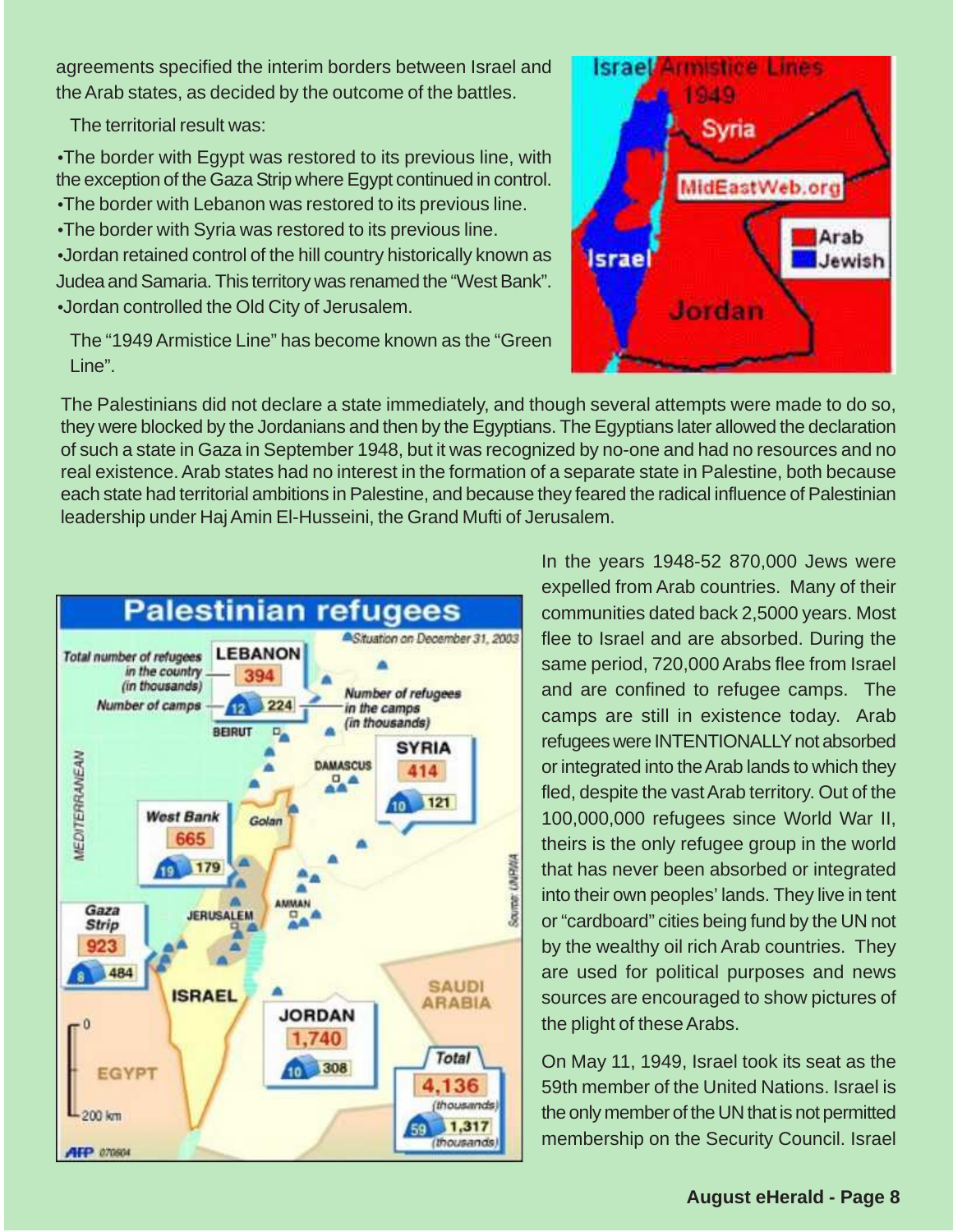agreements specified the interim borders between Israel and the Arab states, as decided by the outcome of the battles.

The territorial result was:

- The border with Egypt was restored to its previous line, with the exception of the Gaza Strip where Egypt continued in control.
- The border with Lebanon was restored to its previous line.
- The border with Syria was restored to its previous line.
- Jordan retained control of the hill country historically known as Judea and Samaria. This territory was renamed the "West Bank".
- Jordan controlled the Old City of Jerusalem.

The "1949 Armistice Line" has become known as the "Green Line".

The Palestinians did not declare a state immediately, and though several attempts were made to do so, they were blocked by the Jordanians and then by the Egyptians. The Egyptians later allowed the declaration of such a state in Gaza in September 1948, but it was recognized by no-one and had no resources and no real existence. Arab states had no interest in the formation of a separate state in Palestine, both because each state had territorial ambitions in Palestine, and because they feared the radical influence of Palestinian leadership under Haj Amin El-Husseini, the Grand Mufti of Jerusalem.

In the years 1948-52 870,000 Jews were expelled from Arab countries. Many of their communities dated back 2,5000 years. Most flee to Israel and are absorbed. During the same period, 720,000 Arabs flee from Israel and are confined to refugee camps. The camps are still in existence today. Arab refugees were INTENTIONALLY not absorbed or integrated into the Arab lands to which they fled, despite the vast Arab territory. Out of the 100,000,000 refugees since World War II, theirs is the only refugee group in the world that has never been absorbed or integrated into their own peoples' lands. They live in tent or "cardboard" cities being fund by the UN not by the wealthy oil rich Arab countries. They are used for political purposes and news sources are encouraged to show pictures of the plight of these Arabs.

On May 11, 1949, Israel took its seat as the 59th member of the United Nations. Israel is the only member of the UN that is not permitted membership on the Security Council. Israel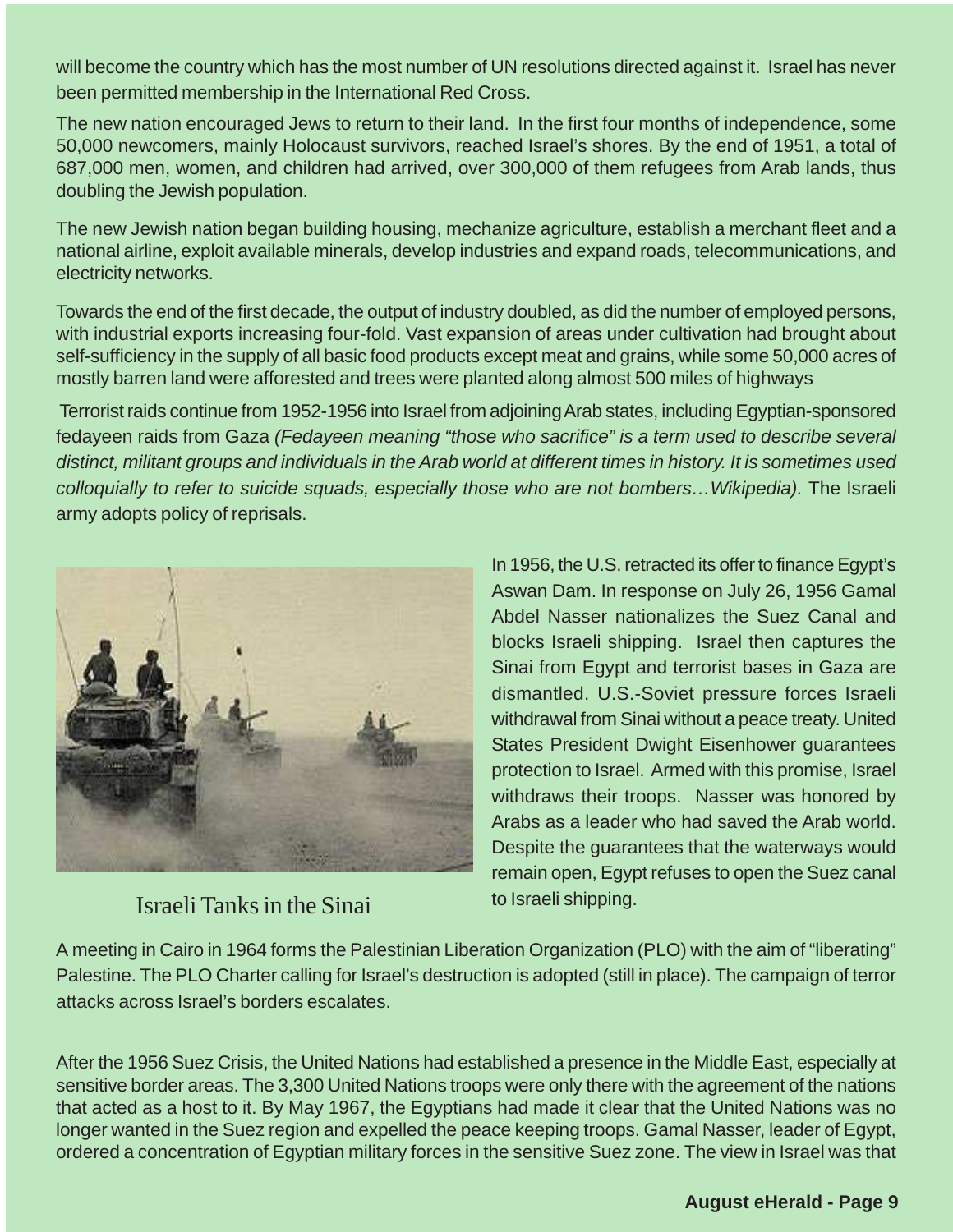will become the country which has the most number of UN resolutions directed against it. Israel has never been permitted membership in the International Red Cross.

The new nation encouraged Jews to return to their land. In the first four months of independence, some 50,000 newcomers, mainly Holocaust survivors, reached Israel's shores. By the end of 1951, a total of 687,000 men, women, and children had arrived, over 300,000 of them refugees from Arab lands, thus doubling the Jewish population.

The new Jewish nation began building housing, mechanize agriculture, establish a merchant fleet and a national airline, exploit available minerals, develop industries and expand roads, telecommunications, and electricity networks.

Towards the end of the first decade, the output of industry doubled, as did the number of employed persons, with industrial exports increasing four-fold. Vast expansion of areas under cultivation had brought about self-sufficiency in the supply of all basic food products except meat and grains, while some 50,000 acres of mostly barren land were afforested and trees were planted along almost 500 miles of highways

Terrorist raids continue from 1952-1956 into Israel from adjoining Arab states, including Egyptian-sponsored fedayeen raids from Gaza *(Fedayeen meaning "those who sacrifice" is a term used to describe several distinct, militant groups and individuals in the Arab world at different times in history. It is sometimes used colloquially to refer to suicide squads, especially those who are not bombers…Wikipedia).* The Israeli army adopts policy of reprisals.

Israeli Tanks in the Sinai

In 1956, the U.S. retracted its offer to finance Egypt's Aswan Dam. In response on July 26, 1956 Gamal Abdel Nasser nationalizes the Suez Canal and blocks Israeli shipping. Israel then captures the Sinai from Egypt and terrorist bases in Gaza are dismantled. U.S.-Soviet pressure forces Israeli withdrawal from Sinai without a peace treaty. United States President Dwight Eisenhower guarantees protection to Israel. Armed with this promise, Israel withdraws their troops. Nasser was honored by Arabs as a leader who had saved the Arab world. Despite the guarantees that the waterways would remain open, Egypt refuses to open the Suez canal to Israeli shipping.

A meeting in Cairo in 1964 forms the Palestinian Liberation Organization (PLO) with the aim of "liberating" Palestine. The PLO Charter calling for Israel's destruction is adopted (still in place). The campaign of terror attacks across Israel's borders escalates.

After the 1956 Suez Crisis, the United Nations had established a presence in the Middle East, especially at sensitive border areas. The 3,300 United Nations troops were only there with the agreement of the nations that acted as a host to it. By May 1967, the Egyptians had made it clear that the United Nations was no longer wanted in the Suez region and expelled the peace keeping troops. Gamal Nasser, leader of Egypt, ordered a concentration of Egyptian military forces in the sensitive Suez zone. The view in Israel was that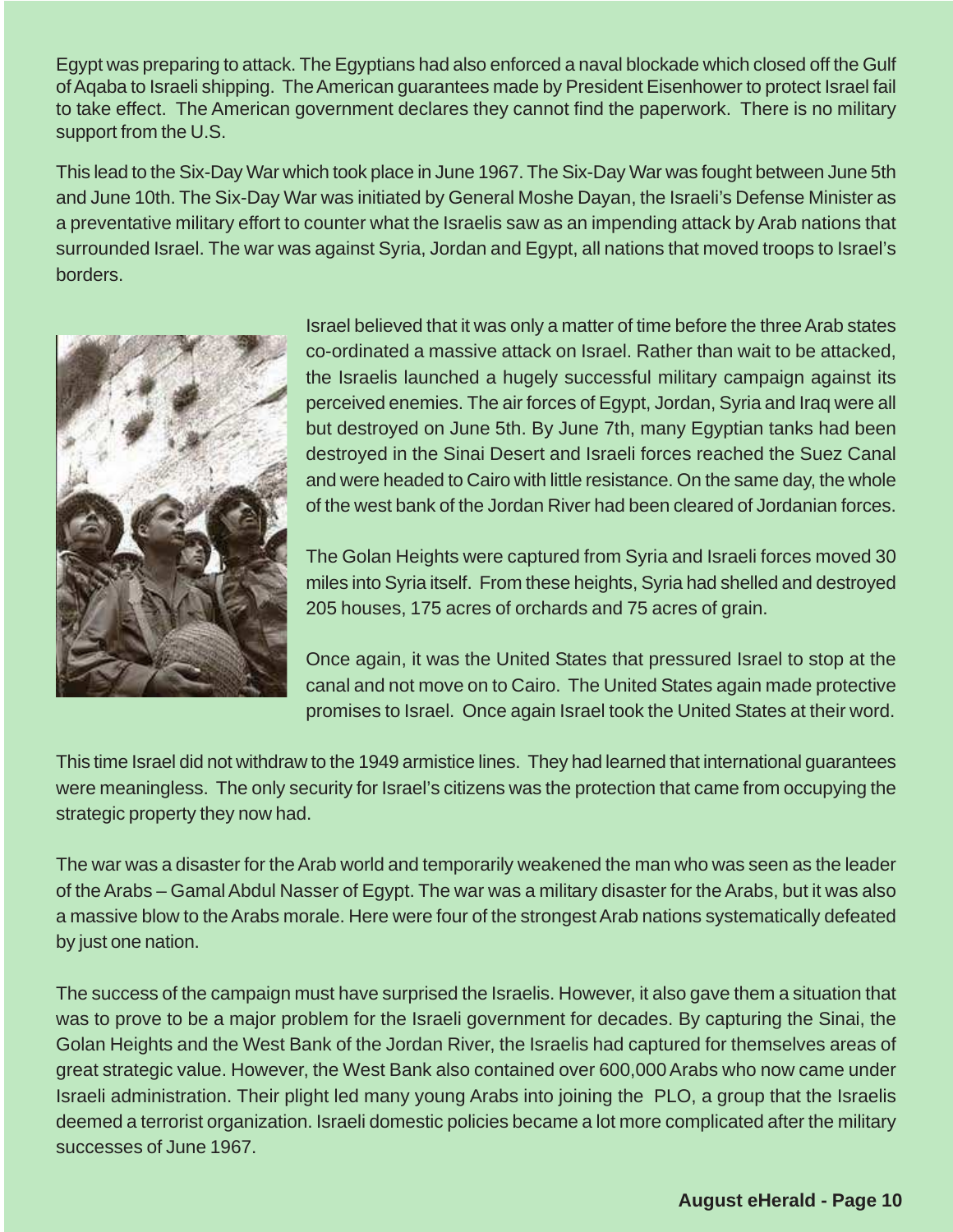Egypt was preparing to attack. The Egyptians had also enforced a naval blockade which closed off the Gulf of Aqaba to Israeli shipping. The American guarantees made by President Eisenhower to protect Israel fail to take effect. The American government declares they cannot find the paperwork. There is no military support from the U.S.

This lead to the Six-Day War which took place in June 1967. The Six-Day War was fought between June 5th and June 10th. The Six-Day War was initiated by General Moshe Dayan, the Israeli's Defense Minister as a preventative military effort to counter what the Israelis saw as an impending attack by Arab nations that surrounded Israel. The war was against Syria, Jordan and Egypt, all nations that moved troops to Israel's borders.

Israel believed that it was only a matter of time before the three Arab states co-ordinated a massive attack on Israel. Rather than wait to be attacked, the Israelis launched a hugely successful military campaign against its perceived enemies. The air forces of Egypt, Jordan, Syria and Iraq were all but destroyed on June 5th. By June 7th, many Egyptian tanks had been destroyed in the Sinai Desert and Israeli forces reached the Suez Canal and were headed to Cairo with little resistance. On the same day, the whole of the west bank of the Jordan River had been cleared of Jordanian forces.

The Golan Heights were captured from Syria and Israeli forces moved 30 miles into Syria itself. From these heights, Syria had shelled and destroyed 205 houses, 175 acres of orchards and 75 acres of grain.

Once again, it was the United States that pressured Israel to stop at the canal and not move on to Cairo. The United States again made protective promises to Israel. Once again Israel took the United States at their word.

This time Israel did not withdraw to the 1949 armistice lines. They had learned that international guarantees were meaningless. The only security for Israel's citizens was the protection that came from occupying the strategic property they now had.

The war was a disaster for the Arab world and temporarily weakened the man who was seen as the leader of the Arabs – Gamal Abdul Nasser of Egypt. The war was a military disaster for the Arabs, but it was also a massive blow to the Arabs morale. Here were four of the strongest Arab nations systematically defeated by just one nation.

The success of the campaign must have surprised the Israelis. However, it also gave them a situation that was to prove to be a major problem for the Israeli government for decades. By capturing the Sinai, the Golan Heights and the West Bank of the Jordan River, the Israelis had captured for themselves areas of great strategic value. However, the West Bank also contained over 600,000 Arabs who now came under Israeli administration. Their plight led many young Arabs into joining the PLO, a group that the Israelis deemed a terrorist organization. Israeli domestic policies became a lot more complicated after the military successes of June 1967.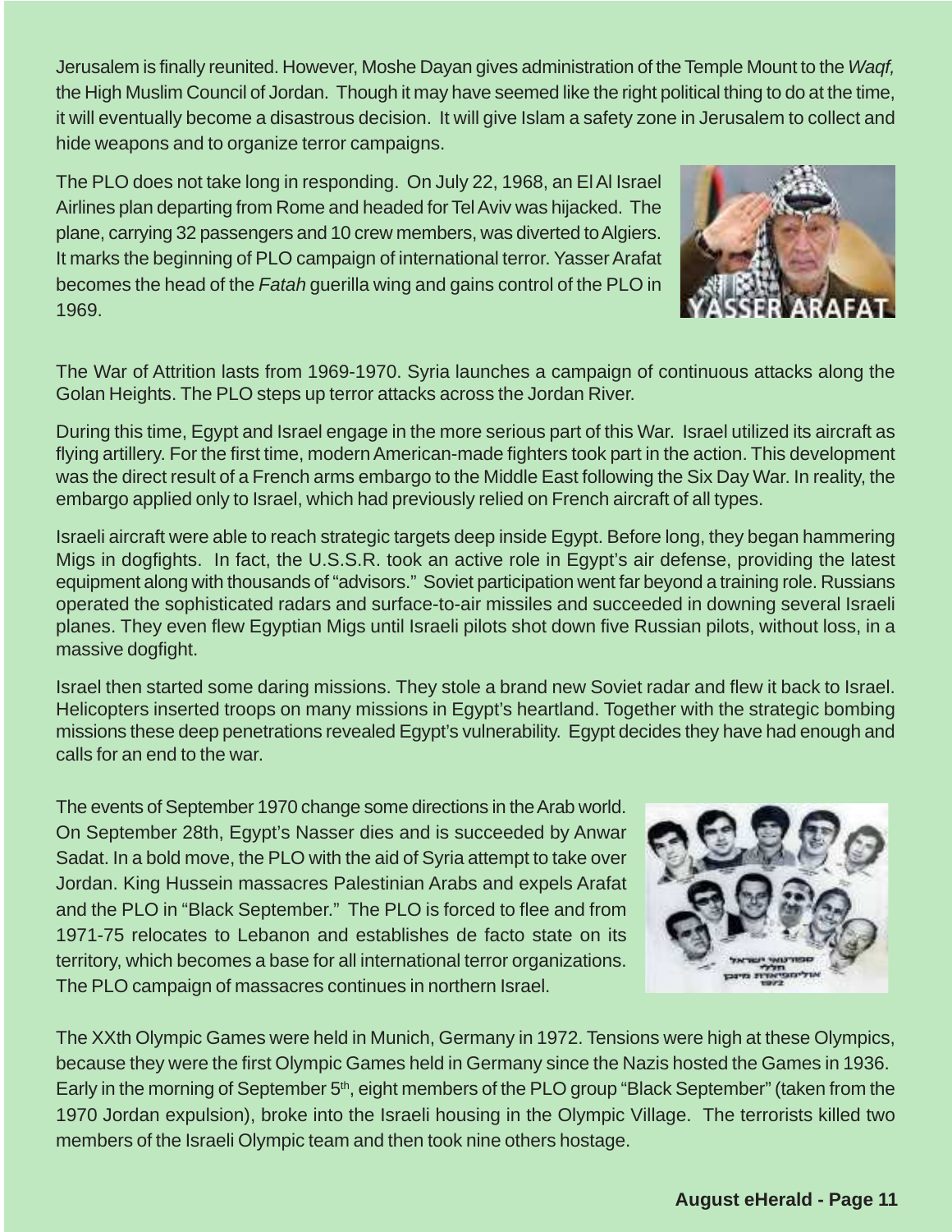Jerusalem is finally reunited. However, Moshe Dayan gives administration of the Temple Mount to the *Waqf,* the High Muslim Council of Jordan. Though it may have seemed like the right political thing to do at the time, it will eventually become a disastrous decision. It will give Islam a safety zone in Jerusalem to collect and hide weapons and to organize terror campaigns.

The PLO does not take long in responding. On July 22, 1968, an El Al Israel Airlines plan departing from Rome and headed for Tel Aviv was hijacked. The plane, carrying 32 passengers and 10 crew members, was diverted to Algiers. It marks the beginning of PLO campaign of international terror. Yasser Arafat becomes the head of the *Fatah* guerilla wing and gains control of the PLO in 1969.

The War of Attrition lasts from 1969-1970. Syria launches a campaign of continuous attacks along the Golan Heights. The PLO steps up terror attacks across the Jordan River.

During this time, Egypt and Israel engage in the more serious part of this War. Israel utilized its aircraft as flying artillery. For the first time, modern American-made fighters took part in the action. This development was the direct result of a French arms embargo to the Middle East following the Six Day War. In reality, the embargo applied only to Israel, which had previously relied on French aircraft of all types.

Israeli aircraft were able to reach strategic targets deep inside Egypt. Before long, they began hammering Migs in dogfights. In fact, the U.S.S.R. took an active role in Egypt's air defense, providing the latest equipment along with thousands of "advisors." Soviet participation went far beyond a training role. Russians operated the sophisticated radars and surface-to-air missiles and succeeded in downing several Israeli planes. They even flew Egyptian Migs until Israeli pilots shot down five Russian pilots, without loss, in a massive dogfight.

Israel then started some daring missions. They stole a brand new Soviet radar and flew it back to Israel. Helicopters inserted troops on many missions in Egypt's heartland. Together with the strategic bombing missions these deep penetrations revealed Egypt's vulnerability. Egypt decides they have had enough and calls for an end to the war.

The events of September 1970 change some directions in the Arab world. On September 28th, Egypt's Nasser dies and is succeeded by Anwar Sadat. In a bold move, the PLO with the aid of Syria attempt to take over Jordan. King Hussein massacres Palestinian Arabs and expels Arafat and the PLO in "Black September." The PLO is forced to flee and from 1971-75 relocates to Lebanon and establishes de facto state on its territory, which becomes a base for all international terror organizations. The PLO campaign of massacres continues in northern Israel.

The XXth Olympic Games were held in Munich, Germany in 1972. Tensions were high at these Olympics, because they were the first Olympic Games held in Germany since the Nazis hosted the Games in 1936. Early in the morning of September 5th, eight members of the PLO group "Black September" (taken from the 1970 Jordan expulsion), broke into the Israeli housing in the Olympic Village. The terrorists killed two members of the Israeli Olympic team and then took nine others hostage.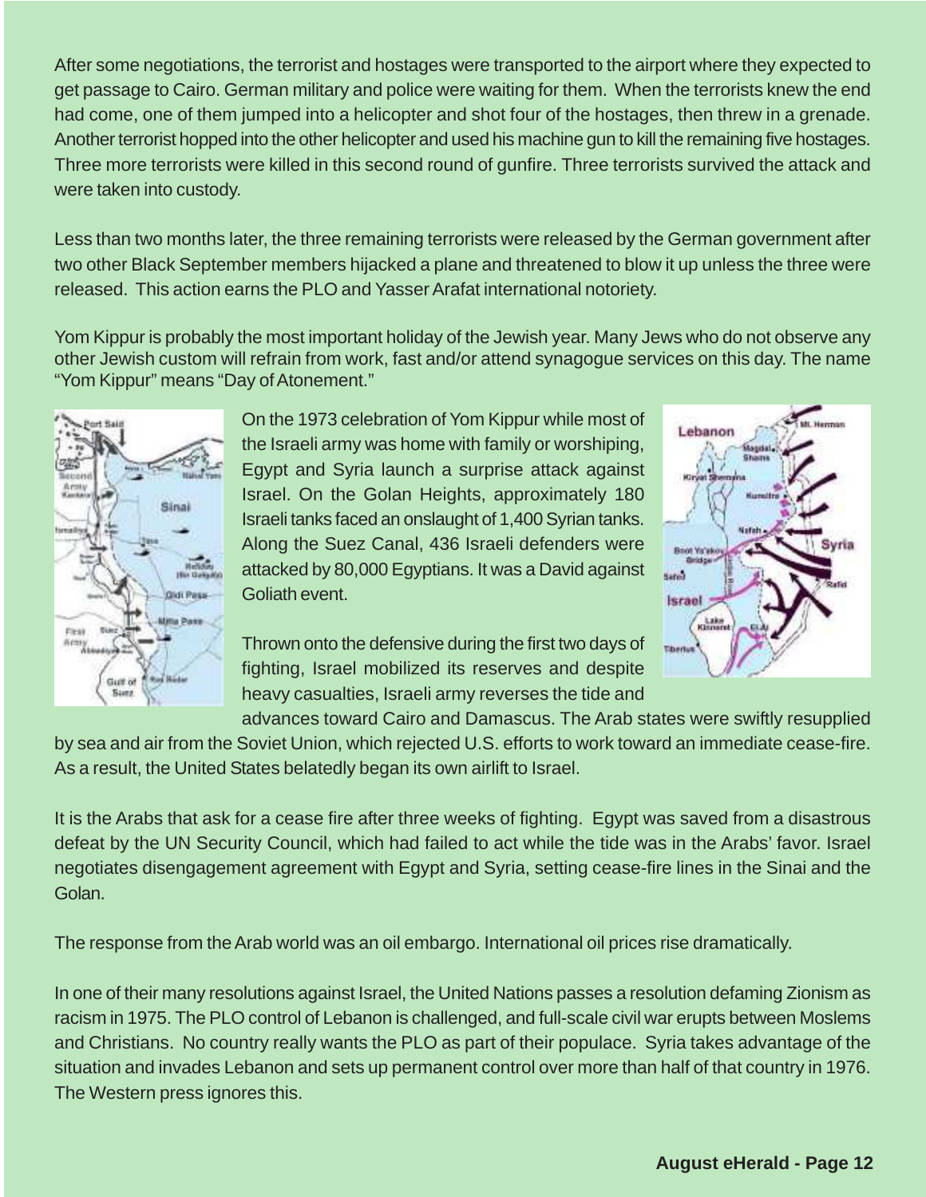After some negotiations, the terrorist and hostages were transported to the airport where they expected to get passage to Cairo. German military and police were waiting for them. When the terrorists knew the end had come, one of them jumped into a helicopter and shot four of the hostages, then threw in a grenade. Another terrorist hopped into the other helicopter and used his machine gun to kill the remaining five hostages. Three more terrorists were killed in this second round of gunfire. Three terrorists survived the attack and were taken into custody.

Less than two months later, the three remaining terrorists were released by the German government after two other Black September members hijacked a plane and threatened to blow it up unless the three were released. This action earns the PLO and Yasser Arafat international notoriety.

Yom Kippur is probably the most important holiday of the Jewish year. Many Jews who do not observe any other Jewish custom will refrain from work, fast and/or attend synagogue services on this day. The name "Yom Kippur" means "Day of Atonement."

On the 1973 celebration of Yom Kippur while most of the Israeli army was home with family or worshiping, Egypt and Syria launch a surprise attack against Israel. On the Golan Heights, approximately 180 Israeli tanks faced an onslaught of 1,400 Syrian tanks. Along the Suez Canal, 436 Israeli defenders were attacked by 80,000 Egyptians. It was a David against Goliath event.

Thrown onto the defensive during the first two days of fighting, Israel mobilized its reserves and despite heavy casualties, Israeli army reverses the tide and advances toward Cairo and Damascus. The Arab states were swiftly resupplied by sea and air from the Soviet Union, which rejected U.S. efforts to work toward an immediate cease-fire. As a result, the United States belatedly began its own airlift to Israel.

It is the Arabs that ask for a cease fire after three weeks of fighting. Egypt was saved from a disastrous defeat by the UN Security Council, which had failed to act while the tide was in the Arabs' favor. Israel negotiates disengagement agreement with Egypt and Syria, setting cease-fire lines in the Sinai and the Golan.

The response from the Arab world was an oil embargo. International oil prices rise dramatically.

In one of their many resolutions against Israel, the United Nations passes a resolution defaming Zionism as racism in 1975. The PLO control of Lebanon is challenged, and full-scale civil war erupts between Moslems and Christians. No country really wants the PLO as part of their populace. Syria takes advantage of the situation and invades Lebanon and sets up permanent control over more than half of that country in 1976. The Western press ignores this.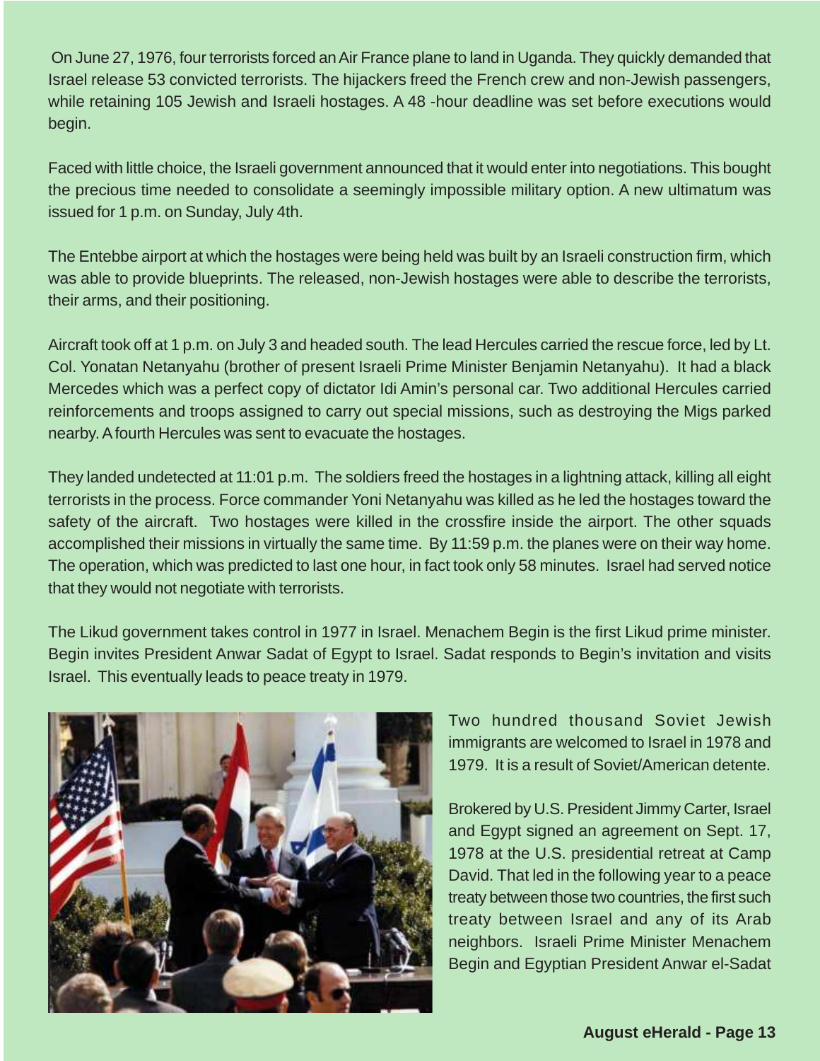On June 27, 1976, four terrorists forced an Air France plane to land in Uganda. They quickly demanded that Israel release 53 convicted terrorists. The hijackers freed the French crew and non-Jewish passengers, while retaining 105 Jewish and Israeli hostages. A 48 -hour deadline was set before executions would begin.

Faced with little choice, the Israeli government announced that it would enter into negotiations. This bought the precious time needed to consolidate a seemingly impossible military option. A new ultimatum was issued for 1 p.m. on Sunday, July 4th.

The Entebbe airport at which the hostages were being held was built by an Israeli construction firm, which was able to provide blueprints. The released, non-Jewish hostages were able to describe the terrorists, their arms, and their positioning.

Aircraft took off at 1 p.m. on July 3 and headed south. The lead Hercules carried the rescue force, led by Lt. Col. Yonatan Netanyahu (brother of present Israeli Prime Minister Benjamin Netanyahu). It had a black Mercedes which was a perfect copy of dictator Idi Amin's personal car. Two additional Hercules carried reinforcements and troops assigned to carry out special missions, such as destroying the Migs parked nearby. A fourth Hercules was sent to evacuate the hostages.

They landed undetected at 11:01 p.m. The soldiers freed the hostages in a lightning attack, killing all eight terrorists in the process. Force commander Yoni Netanyahu was killed as he led the hostages toward the safety of the aircraft. Two hostages were killed in the crossfire inside the airport. The other squads accomplished their missions in virtually the same time. By 11:59 p.m. the planes were on their way home. The operation, which was predicted to last one hour, in fact took only 58 minutes. Israel had served notice that they would not negotiate with terrorists.

The Likud government takes control in 1977 in Israel. Menachem Begin is the first Likud prime minister. Begin invites President Anwar Sadat of Egypt to Israel. Sadat responds to Begin's invitation and visits Israel. This eventually leads to peace treaty in 1979.

Two hundred thousand Soviet Jewish immigrants are welcomed to Israel in 1978 and 1979. It is a result of Soviet/American detente.

Brokered by U.S. President Jimmy Carter, Israel and Egypt signed an agreement on Sept. 17, 1978 at the U.S. presidential retreat at Camp David. That led in the following year to a peace treaty between those two countries, the first such treaty between Israel and any of its Arab neighbors. Israeli Prime Minister Menachem Begin and Egyptian President Anwar el-Sadat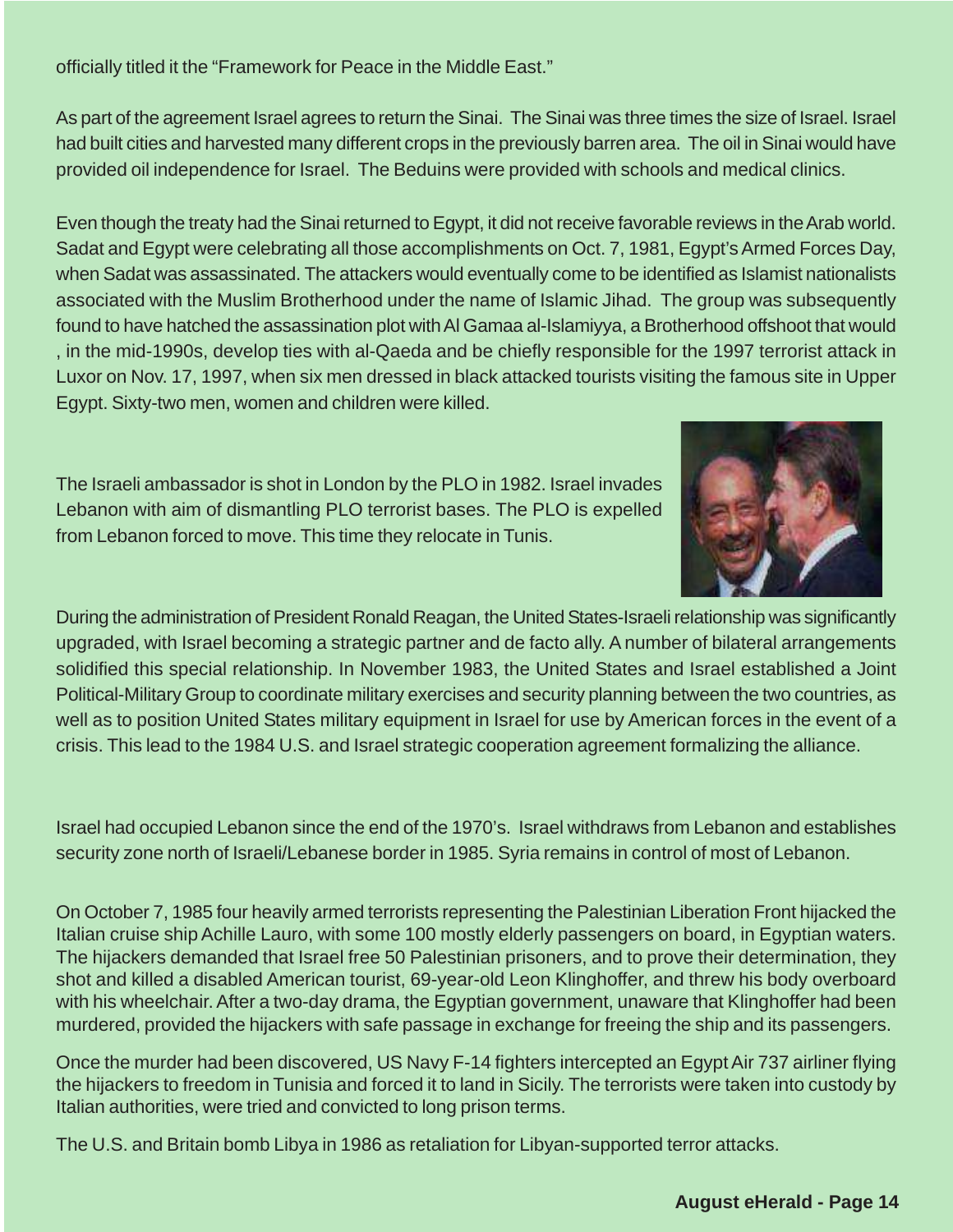officially titled it the "Framework for Peace in the Middle East."

As part of the agreement Israel agrees to return the Sinai. The Sinai was three times the size of Israel. Israel had built cities and harvested many different crops in the previously barren area. The oil in Sinai would have provided oil independence for Israel. The Beduins were provided with schools and medical clinics.

Even though the treaty had the Sinai returned to Egypt, it did not receive favorable reviews in the Arab world. Sadat and Egypt were celebrating all those accomplishments on Oct. 7, 1981, Egypt's Armed Forces Day, when Sadat was assassinated. The attackers would eventually come to be identified as Islamist nationalists associated with the Muslim Brotherhood under the name of Islamic Jihad. The group was subsequently found to have hatched the assassination plot with Al Gamaa al-Islamiyya, a Brotherhood offshoot that would , in the mid-1990s, develop ties with al-Qaeda and be chiefly responsible for the 1997 terrorist attack in Luxor on Nov. 17, 1997, when six men dressed in black attacked tourists visiting the famous site in Upper Egypt. Sixty-two men, women and children were killed.

The Israeli ambassador is shot in London by the PLO in 1982. Israel invades Lebanon with aim of dismantling PLO terrorist bases. The PLO is expelled from Lebanon forced to move. This time they relocate in Tunis.

During the administration of President Ronald Reagan, the United States-Israeli relationship was significantly upgraded, with Israel becoming a strategic partner and de facto ally. A number of bilateral arrangements solidified this special relationship. In November 1983, the United States and Israel established a Joint Political-Military Group to coordinate military exercises and security planning between the two countries, as well as to position United States military equipment in Israel for use by American forces in the event of a crisis. This lead to the 1984 U.S. and Israel strategic cooperation agreement formalizing the alliance.

Israel had occupied Lebanon since the end of the 1970's. Israel withdraws from Lebanon and establishes security zone north of Israeli/Lebanese border in 1985. Syria remains in control of most of Lebanon.

On October 7, 1985 four heavily armed terrorists representing the Palestinian Liberation Front hijacked the Italian cruise ship Achille Lauro, with some 100 mostly elderly passengers on board, in Egyptian waters. The hijackers demanded that Israel free 50 Palestinian prisoners, and to prove their determination, they shot and killed a disabled American tourist, 69-year-old Leon Klinghoffer, and threw his body overboard with his wheelchair. After a two-day drama, the Egyptian government, unaware that Klinghoffer had been murdered, provided the hijackers with safe passage in exchange for freeing the ship and its passengers.

Once the murder had been discovered, US Navy F-14 fighters intercepted an Egypt Air 737 airliner flying the hijackers to freedom in Tunisia and forced it to land in Sicily. The terrorists were taken into custody by Italian authorities, were tried and convicted to long prison terms.

The U.S. and Britain bomb Libya in 1986 as retaliation for Libyan-supported terror attacks.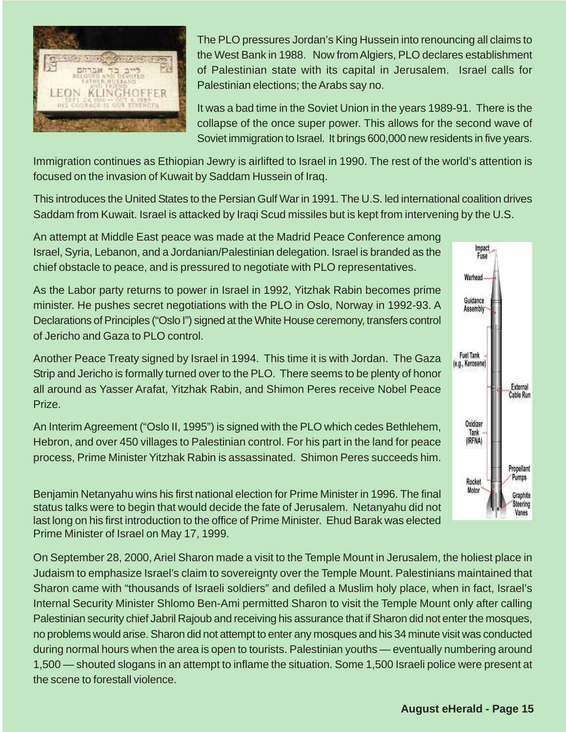The PLO pressures Jordan's King Hussein into renouncing all claims to the West Bank in 1988. Now from Algiers, PLO declares establishment of Palestinian state with its capital in Jerusalem. Israel calls for Palestinian elections; the Arabs say no.

It was a bad time in the Soviet Union in the years 1989-91. There is the collapse of the once super power. This allows for the second wave of Soviet immigration to Israel. It brings 600,000 new residents in five years.

Immigration continues as Ethiopian Jewry is airlifted to Israel in 1990. The rest of the world's attention is focused on the invasion of Kuwait by Saddam Hussein of Iraq.

This introduces the United States to the Persian Gulf War in 1991. The U.S. led international coalition drives Saddam from Kuwait. Israel is attacked by Iraqi Scud missiles but is kept from intervening by the U.S.

An attempt at Middle East peace was made at the Madrid Peace Conference among Israel, Syria, Lebanon, and a Jordanian/Palestinian delegation. Israel is branded as the chief obstacle to peace, and is pressured to negotiate with PLO representatives.

As the Labor party returns to power in Israel in 1992, Yitzhak Rabin becomes prime minister. He pushes secret negotiations with the PLO in Oslo, Norway in 1992-93. A Declarations of Principles ("Oslo I") signed at the White House ceremony, transfers control of Jericho and Gaza to PLO control.

Another Peace Treaty signed by Israel in 1994. This time it is with Jordan. The Gaza Strip and Jericho is formally turned over to the PLO. There seems to be plenty of honor all around as Yasser Arafat, Yitzhak Rabin, and Shimon Peres receive Nobel Peace Prize.

An Interim Agreement ("Oslo II, 1995") is signed with the PLO which cedes Bethlehem, Hebron, and over 450 villages to Palestinian control. For his part in the land for peace process, Prime Minister Yitzhak Rabin is assassinated. Shimon Peres succeeds him.

Benjamin Netanyahu wins his first national election for Prime Minister in 1996. The final status talks were to begin that would decide the fate of Jerusalem. Netanyahu did not last long on his first introduction to the office of Prime Minister. Ehud Barak was elected Prime Minister of Israel on May 17, 1999.

On September 28, 2000, Ariel Sharon made a visit to the Temple Mount in Jerusalem, the holiest place in Judaism to emphasize Israel's claim to sovereignty over the Temple Mount. Palestinians maintained that Sharon came with "thousands of Israeli soldiers" and defiled a Muslim holy place, when in fact, Israel's Internal Security Minister Shlomo Ben-Ami permitted Sharon to visit the Temple Mount only after calling Palestinian security chief Jabril Rajoub and receiving his assurance that if Sharon did not enter the mosques, no problems would arise. Sharon did not attempt to enter any mosques and his 34 minute visit was conducted during normal hours when the area is open to tourists. Palestinian youths — eventually numbering around 1,500 — shouted slogans in an attempt to inflame the situation. Some 1,500 Israeli police were present at the scene to forestall violence.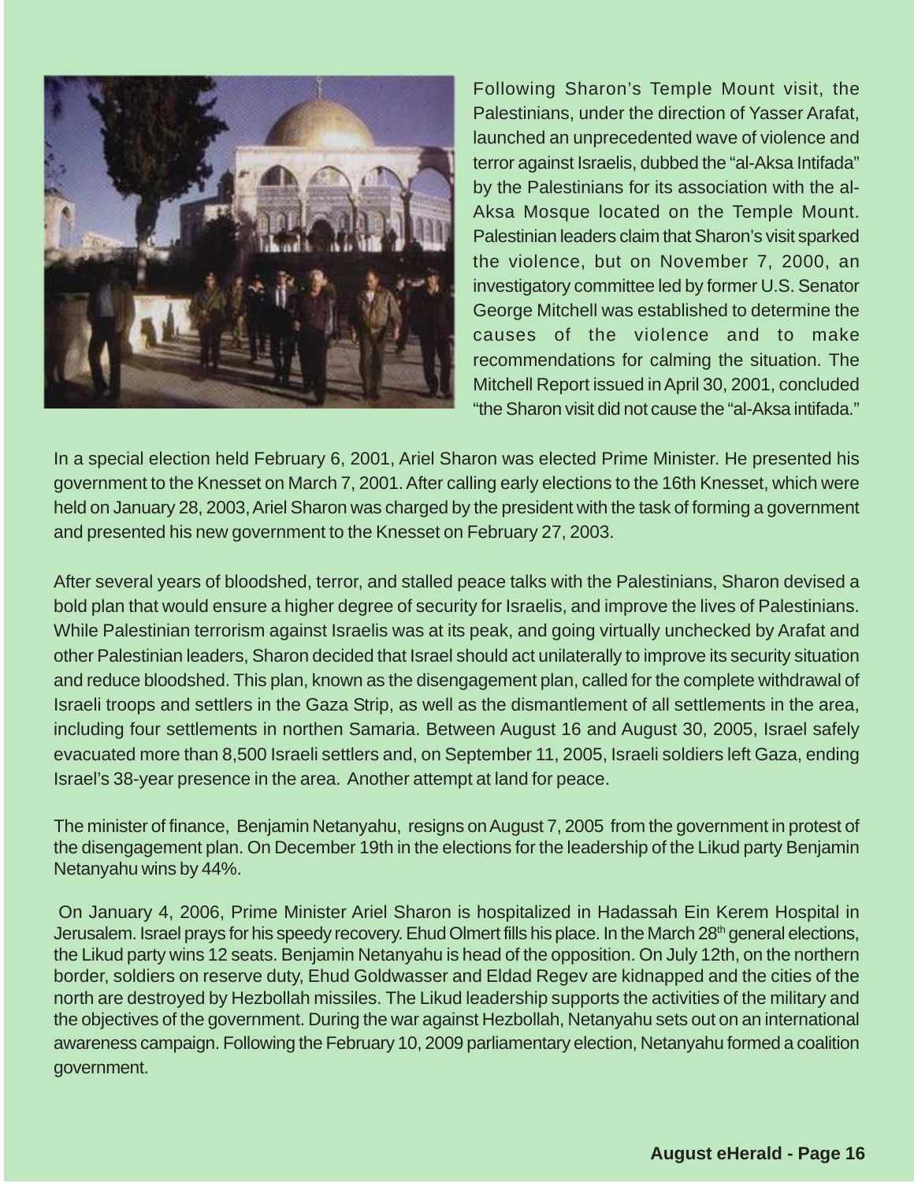Following Sharon's Temple Mount visit, the Palestinians, under the direction of Yasser Arafat, launched an unprecedented wave of violence and terror against Israelis, dubbed the "al-Aksa Intifada" by the Palestinians for its association with the al-Aksa Mosque located on the Temple Mount. Palestinian leaders claim that Sharon's visit sparked the violence, but on November 7, 2000, an investigatory committee led by former U.S. Senator George Mitchell was established to determine the causes of the violence and to make recommendations for calming the situation. The Mitchell Report issued in April 30, 2001, concluded "the Sharon visit did not cause the "al-Aksa intifada."

In a special election held February 6, 2001, Ariel Sharon was elected Prime Minister. He presented his government to the Knesset on March 7, 2001. After calling early elections to the 16th Knesset, which were held on January 28, 2003, Ariel Sharon was charged by the president with the task of forming a government and presented his new government to the Knesset on February 27, 2003.

After several years of bloodshed, terror, and stalled peace talks with the Palestinians, Sharon devised a bold plan that would ensure a higher degree of security for Israelis, and improve the lives of Palestinians. While Palestinian terrorism against Israelis was at its peak, and going virtually unchecked by Arafat and other Palestinian leaders, Sharon decided that Israel should act unilaterally to improve its security situation and reduce bloodshed. This plan, known as the disengagement plan, called for the complete withdrawal of Israeli troops and settlers in the Gaza Strip, as well as the dismantlement of all settlements in the area, including four settlements in northen Samaria. Between August 16 and August 30, 2005, Israel safely evacuated more than 8,500 Israeli settlers and, on September 11, 2005, Israeli soldiers left Gaza, ending Israel's 38-year presence in the area. Another attempt at land for peace.

The minister of finance, Benjamin Netanyahu, resigns on August 7, 2005 from the government in protest of the disengagement plan. On December 19th in the elections for the leadership of the Likud party Benjamin Netanyahu wins by 44%.

On January 4, 2006, Prime Minister Ariel Sharon is hospitalized in Hadassah Ein Kerem Hospital in Jerusalem. Israel prays for his speedy recovery. Ehud Olmert fills his place. In the March 28th general elections, the Likud party wins 12 seats. Benjamin Netanyahu is head of the opposition. On July 12th, on the northern border, soldiers on reserve duty, Ehud Goldwasser and Eldad Regev are kidnapped and the cities of the north are destroyed by Hezbollah missiles. The Likud leadership supports the activities of the military and the objectives of the government. During the war against Hezbollah, Netanyahu sets out on an international awareness campaign. Following the February 10, 2009 parliamentary election, Netanyahu formed a coalition government.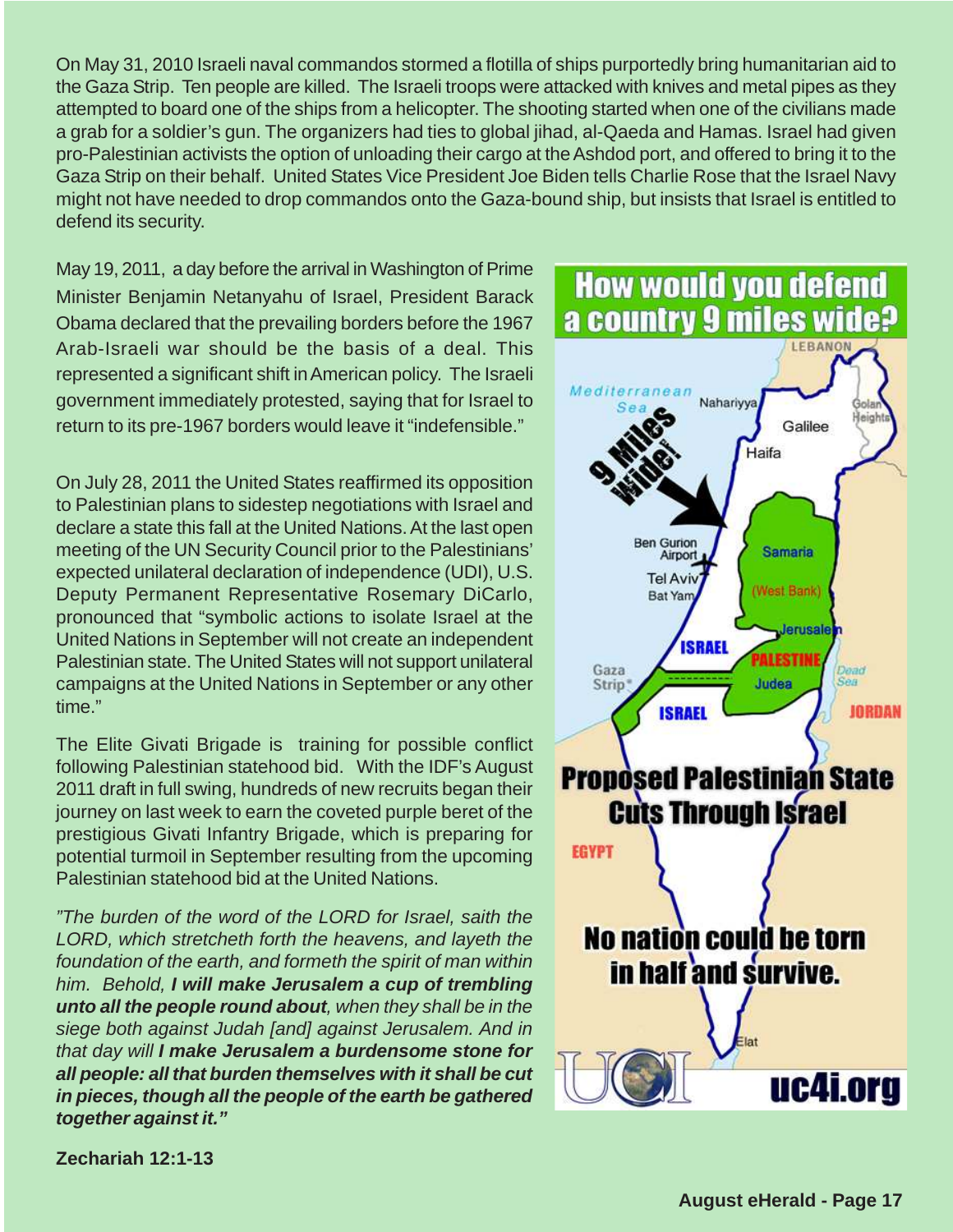On May 31, 2010 Israeli naval commandos stormed a flotilla of ships purportedly bring humanitarian aid to the Gaza Strip. Ten people are killed. The Israeli troops were attacked with knives and metal pipes as they attempted to board one of the ships from a helicopter. The shooting started when one of the civilians made a grab for a soldier's gun. The organizers had ties to global jihad, al-Qaeda and Hamas. Israel had given pro-Palestinian activists the option of unloading their cargo at the Ashdod port, and offered to bring it to the Gaza Strip on their behalf. United States Vice President Joe Biden tells Charlie Rose that the Israel Navy might not have needed to drop commandos onto the Gaza-bound ship, but insists that Israel is entitled to defend its security.

May 19, 2011, a day before the arrival in Washington of Prime Minister Benjamin Netanyahu of Israel, President Barack Obama declared that the prevailing borders before the 1967 Arab-Israeli war should be the basis of a deal. This represented a significant shift in American policy. The Israeli government immediately protested, saying that for Israel to return to its pre-1967 borders would leave it "indefensible."

On July 28, 2011 the United States reaffirmed its opposition to Palestinian plans to sidestep negotiations with Israel and declare a state this fall at the United Nations. At the last open meeting of the UN Security Council prior to the Palestinians' expected unilateral declaration of independence (UDI), U.S. Deputy Permanent Representative Rosemary DiCarlo, pronounced that "symbolic actions to isolate Israel at the United Nations in September will not create an independent Palestinian state. The United States will not support unilateral campaigns at the United Nations in September or any other time."

The Elite Givati Brigade is training for possible conflict following Palestinian statehood bid. With the IDF's August 2011 draft in full swing, hundreds of new recruits began their journey on last week to earn the coveted purple beret of the prestigious Givati Infantry Brigade, which is preparing for potential turmoil in September resulting from the upcoming Palestinian statehood bid at the United Nations.

*"The burden of the word of the LORD for Israel, saith the LORD, which stretcheth forth the heavens, and layeth the foundation of the earth, and formeth the spirit of man within him. Behold,* ***I will make Jerusalem a cup of trembling unto all the people round about****, when they shall be in the siege both against Judah [and] against Jerusalem. And in that day will* ***I make Jerusalem a burdensome stone for all people: all that burden themselves with it shall be cut in pieces, though all the people of the earth be gathered together against it."***

**Zechariah 12:1-13**

**How would you defend a country 9 miles wide?**

LEBANON, Mediterranean Sea, Nahariyya, Golan Heights, Galilee, Haifa, 9 Miles Wide!, Ben Gurion Airport, Samaria, Tel Aviv, Bat Yam, (West Bank), Jerusalem, ISRAEL, PALESTINE, Gaza Strip, Judea, Dead Sea, ISRAEL, JORDAN

**Proposed Palestinian State Cuts Through Israel**

EGYPT

**No nation could be torn in half and survive.**

Elat

UCI uc4i.org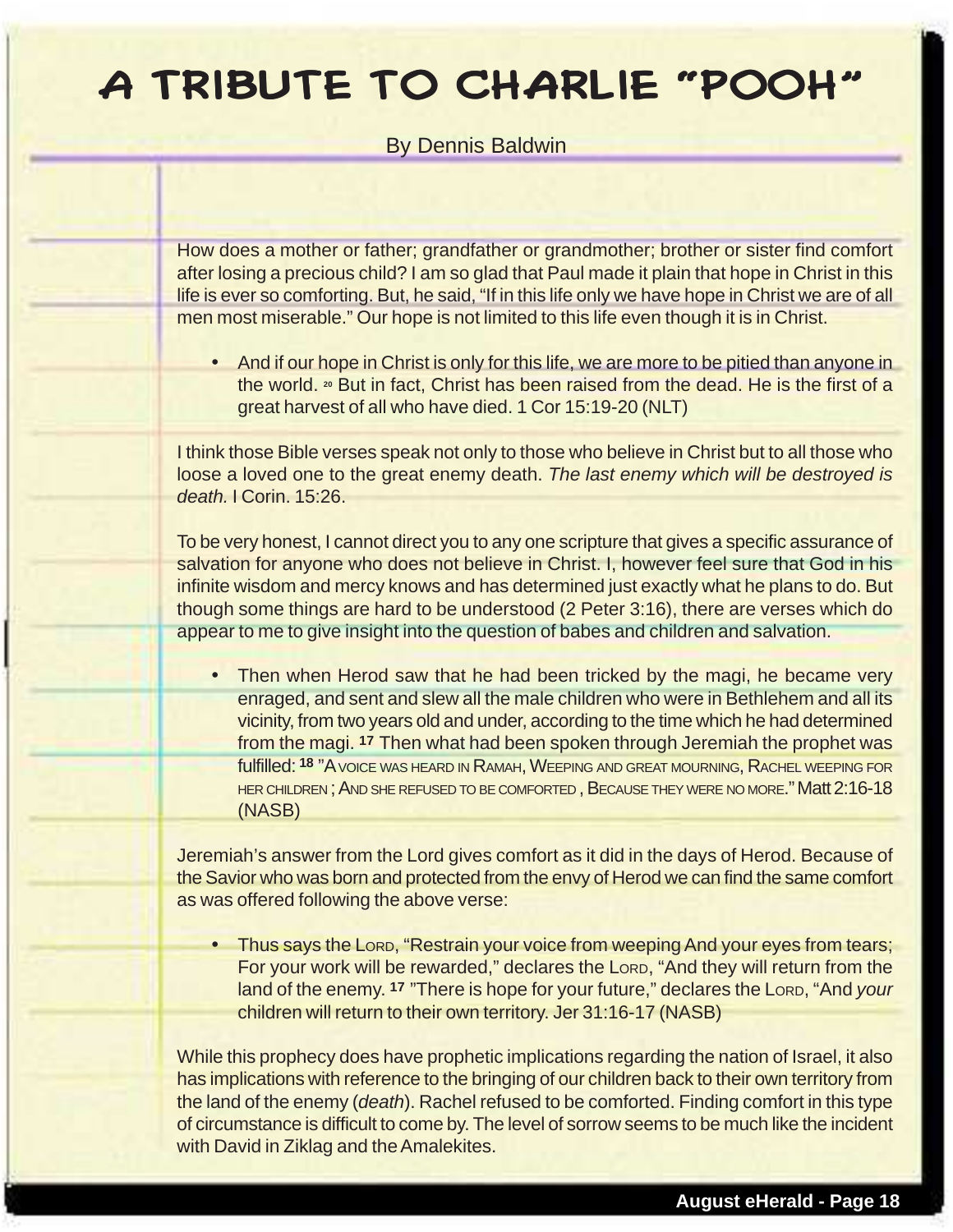// A TRIBUTE TO CHARLIE "POOH"

By Dennis Baldwin

How does a mother or father; grandfather or grandmother; brother or sister find comfort after losing a precious child? I am so glad that Paul made it plain that hope in Christ in this life is ever so comforting. But, he said, "If in this life only we have hope in Christ we are of all men most miserable." Our hope is not limited to this life even though it is in Christ.

- And if our hope in Christ is only for this life, we are more to be pitied than anyone in the world. [20] But in fact, Christ has been raised from the dead. He is the first of a great harvest of all who have died. 1 Cor 15:19-20 (NLT)

I think those Bible verses speak not only to those who believe in Christ but to all those who loose a loved one to the great enemy death. *The last enemy which will be destroyed is death.* I Corin. 15:26.

To be very honest, I cannot direct you to any one scripture that gives a specific assurance of salvation for anyone who does not believe in Christ. I, however feel sure that God in his infinite wisdom and mercy knows and has determined just exactly what he plans to do. But though some things are hard to be understood (2 Peter 3:16), there are verses which do appear to me to give insight into the question of babes and children and salvation.

- Then when Herod saw that he had been tricked by the magi, he became very enraged, and sent and slew all the male children who were in Bethlehem and all its vicinity, from two years old and under, according to the time which he had determined from the magi. **17** Then what had been spoken through Jeremiah the prophet was fulfilled: **18** "A VOICE WAS HEARD IN RAMAH, WEEPING AND GREAT MOURNING, RACHEL WEEPING FOR HER CHILDREN ; AND SHE REFUSED TO BE COMFORTED , BECAUSE THEY WERE NO MORE." Matt 2:16-18 (NASB)

Jeremiah's answer from the Lord gives comfort as it did in the days of Herod. Because of the Savior who was born and protected from the envy of Herod we can find the same comfort as was offered following the above verse:

- Thus says the LORD, "Restrain your voice from weeping And your eyes from tears; For your work will be rewarded," declares the LORD, "And they will return from the land of the enemy. **17** "There is hope for your future," declares the LORD, "And *your* children will return to their own territory. Jer 31:16-17 (NASB)

While this prophecy does have prophetic implications regarding the nation of Israel, it also has implications with reference to the bringing of our children back to their own territory from the land of the enemy (*death*). Rachel refused to be comforted. Finding comfort in this type of circumstance is difficult to come by. The level of sorrow seems to be much like the incident with David in Ziklag and the Amalekites.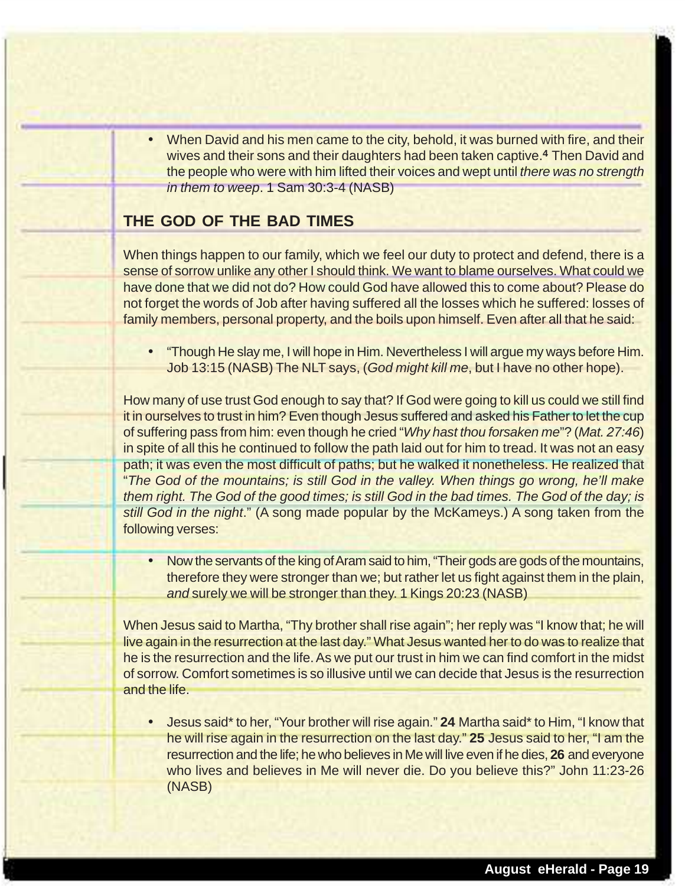- When David and his men came to the city, behold, it was burned with fire, and their wives and their sons and their daughters had been taken captive.**4** Then David and the people who were with him lifted their voices and wept until *there was no strength in them to weep*. 1 Sam 30:3-4 (NASB)

## THE GOD OF THE BAD TIMES

When things happen to our family, which we feel our duty to protect and defend, there is a sense of sorrow unlike any other I should think. We want to blame ourselves. What could we have done that we did not do? How could God have allowed this to come about? Please do not forget the words of Job after having suffered all the losses which he suffered: losses of family members, personal property, and the boils upon himself. Even after all that he said:

- "Though He slay me, I will hope in Him. Nevertheless I will argue my ways before Him. Job 13:15 (NASB) The NLT says, (*God might kill me*, but I have no other hope).

How many of use trust God enough to say that? If God were going to kill us could we still find it in ourselves to trust in him? Even though Jesus suffered and asked his Father to let the cup of suffering pass from him: even though he cried "*Why hast thou forsaken me*"? (*Mat. 27:46*) in spite of all this he continued to follow the path laid out for him to tread. It was not an easy path; it was even the most difficult of paths; but he walked it nonetheless. He realized that "*The God of the mountains; is still God in the valley. When things go wrong, he'll make them right. The God of the good times; is still God in the bad times. The God of the day; is still God in the night*." (A song made popular by the McKameys.) A song taken from the following verses:

- Now the servants of the king of Aram said to him, "Their gods are gods of the mountains, therefore they were stronger than we; but rather let us fight against them in the plain, *and* surely we will be stronger than they. 1 Kings 20:23 (NASB)

When Jesus said to Martha, "Thy brother shall rise again"; her reply was "I know that; he will live again in the resurrection at the last day." What Jesus wanted her to do was to realize that he is the resurrection and the life. As we put our trust in him we can find comfort in the midst of sorrow. Comfort sometimes is so illusive until we can decide that Jesus is the resurrection and the life.

- Jesus said* to her, "Your brother will rise again." **24** Martha said* to Him, "I know that he will rise again in the resurrection on the last day." **25** Jesus said to her, "I am the resurrection and the life; he who believes in Me will live even if he dies, **26** and everyone who lives and believes in Me will never die. Do you believe this?" John 11:23-26 (NASB)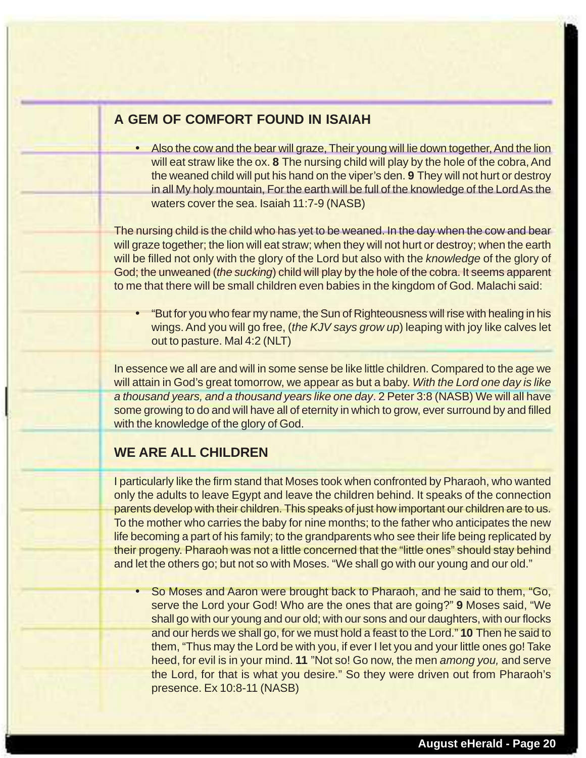## A GEM OF COMFORT FOUND IN ISAIAH

- Also the cow and the bear will graze, Their young will lie down together, And the lion will eat straw like the ox. **8** The nursing child will play by the hole of the cobra, And the weaned child will put his hand on the viper's den. **9** They will not hurt or destroy in all My holy mountain, For the earth will be full of the knowledge of the Lord As the waters cover the sea. Isaiah 11:7-9 (NASB)

The nursing child is the child who has yet to be weaned. In the day when the cow and bear will graze together; the lion will eat straw; when they will not hurt or destroy; when the earth will be filled not only with the glory of the Lord but also with the *knowledge* of the glory of God; the unweaned (*the sucking*) child will play by the hole of the cobra. It seems apparent to me that there will be small children even babies in the kingdom of God. Malachi said:

- "But for you who fear my name, the Sun of Righteousness will rise with healing in his wings. And you will go free, (*the KJV says grow up*) leaping with joy like calves let out to pasture. Mal 4:2 (NLT)

In essence we all are and will in some sense be like little children. Compared to the age we will attain in God's great tomorrow, we appear as but a baby. *With the Lord one day is like a thousand years, and a thousand years like one day*. 2 Peter 3:8 (NASB) We will all have some growing to do and will have all of eternity in which to grow, ever surround by and filled with the knowledge of the glory of God.

## WE ARE ALL CHILDREN

I particularly like the firm stand that Moses took when confronted by Pharaoh, who wanted only the adults to leave Egypt and leave the children behind. It speaks of the connection parents develop with their children. This speaks of just how important our children are to us. To the mother who carries the baby for nine months; to the father who anticipates the new life becoming a part of his family; to the grandparents who see their life being replicated by their progeny. Pharaoh was not a little concerned that the "little ones" should stay behind and let the others go; but not so with Moses. "We shall go with our young and our old."

- So Moses and Aaron were brought back to Pharaoh, and he said to them, "Go, serve the Lord your God! Who are the ones that are going?" **9** Moses said, "We shall go with our young and our old; with our sons and our daughters, with our flocks and our herds we shall go, for we must hold a feast to the Lord." **10** Then he said to them, "Thus may the Lord be with you, if ever I let you and your little ones go! Take heed, for evil is in your mind. **11** "Not so! Go now, the men *among you,* and serve the Lord, for that is what you desire." So they were driven out from Pharaoh's presence. Ex 10:8-11 (NASB)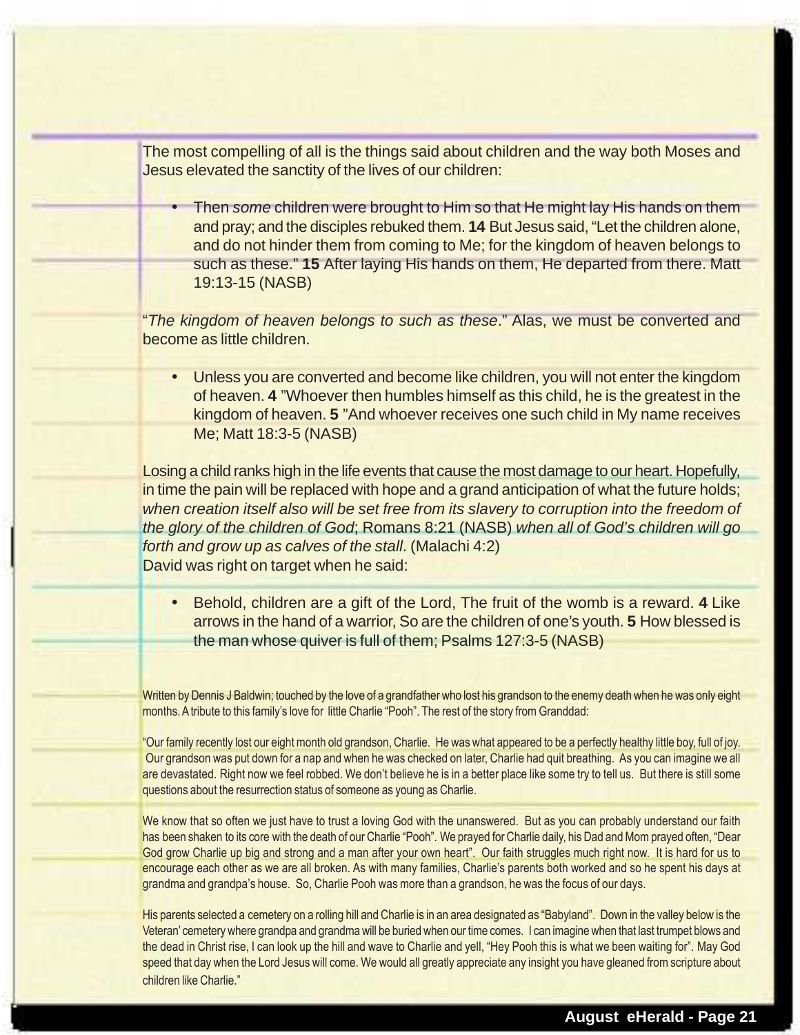The most compelling of all is the things said about children and the way both Moses and Jesus elevated the sanctity of the lives of our children:

- Then *some* children were brought to Him so that He might lay His hands on them and pray; and the disciples rebuked them. **14** But Jesus said, "Let the children alone, and do not hinder them from coming to Me; for the kingdom of heaven belongs to such as these." **15** After laying His hands on them, He departed from there. Matt 19:13-15 (NASB)

"*The kingdom of heaven belongs to such as these*." Alas, we must be converted and become as little children.

- Unless you are converted and become like children, you will not enter the kingdom of heaven. **4** "Whoever then humbles himself as this child, he is the greatest in the kingdom of heaven. **5** "And whoever receives one such child in My name receives Me; Matt 18:3-5 (NASB)

Losing a child ranks high in the life events that cause the most damage to our heart. Hopefully, in time the pain will be replaced with hope and a grand anticipation of what the future holds; *when creation itself also will be set free from its slavery to corruption into the freedom of the glory of the children of God*; Romans 8:21 (NASB) *when all of God's children will go forth and grow up as calves of the stall*. (Malachi 4:2)
David was right on target when he said:

- Behold, children are a gift of the Lord, The fruit of the womb is a reward. **4** Like arrows in the hand of a warrior, So are the children of one's youth. **5** How blessed is the man whose quiver is full of them; Psalms 127:3-5 (NASB)

Written by Dennis J Baldwin; touched by the love of a grandfather who lost his grandson to the enemy death when he was only eight months. A tribute to this family's love for little Charlie "Pooh". The rest of the story from Granddad:

"Our family recently lost our eight month old grandson, Charlie. He was what appeared to be a perfectly healthy little boy, full of joy. Our grandson was put down for a nap and when he was checked on later, Charlie had quit breathing. As you can imagine we all are devastated. Right now we feel robbed. We don't believe he is in a better place like some try to tell us. But there is still some questions about the resurrection status of someone as young as Charlie.

We know that so often we just have to trust a loving God with the unanswered. But as you can probably understand our faith has been shaken to its core with the death of our Charlie "Pooh". We prayed for Charlie daily, his Dad and Mom prayed often, "Dear God grow Charlie up big and strong and a man after your own heart". Our faith struggles much right now. It is hard for us to encourage each other as we are all broken. As with many families, Charlie's parents both worked and so he spent his days at grandma and grandpa's house. So, Charlie Pooh was more than a grandson, he was the focus of our days.

His parents selected a cemetery on a rolling hill and Charlie is in an area designated as "Babyland". Down in the valley below is the Veteran' cemetery where grandpa and grandma will be buried when our time comes. I can imagine when that last trumpet blows and the dead in Christ rise, I can look up the hill and wave to Charlie and yell, "Hey Pooh this is what we been waiting for". May God speed that day when the Lord Jesus will come. We would all greatly appreciate any insight you have gleaned from scripture about children like Charlie."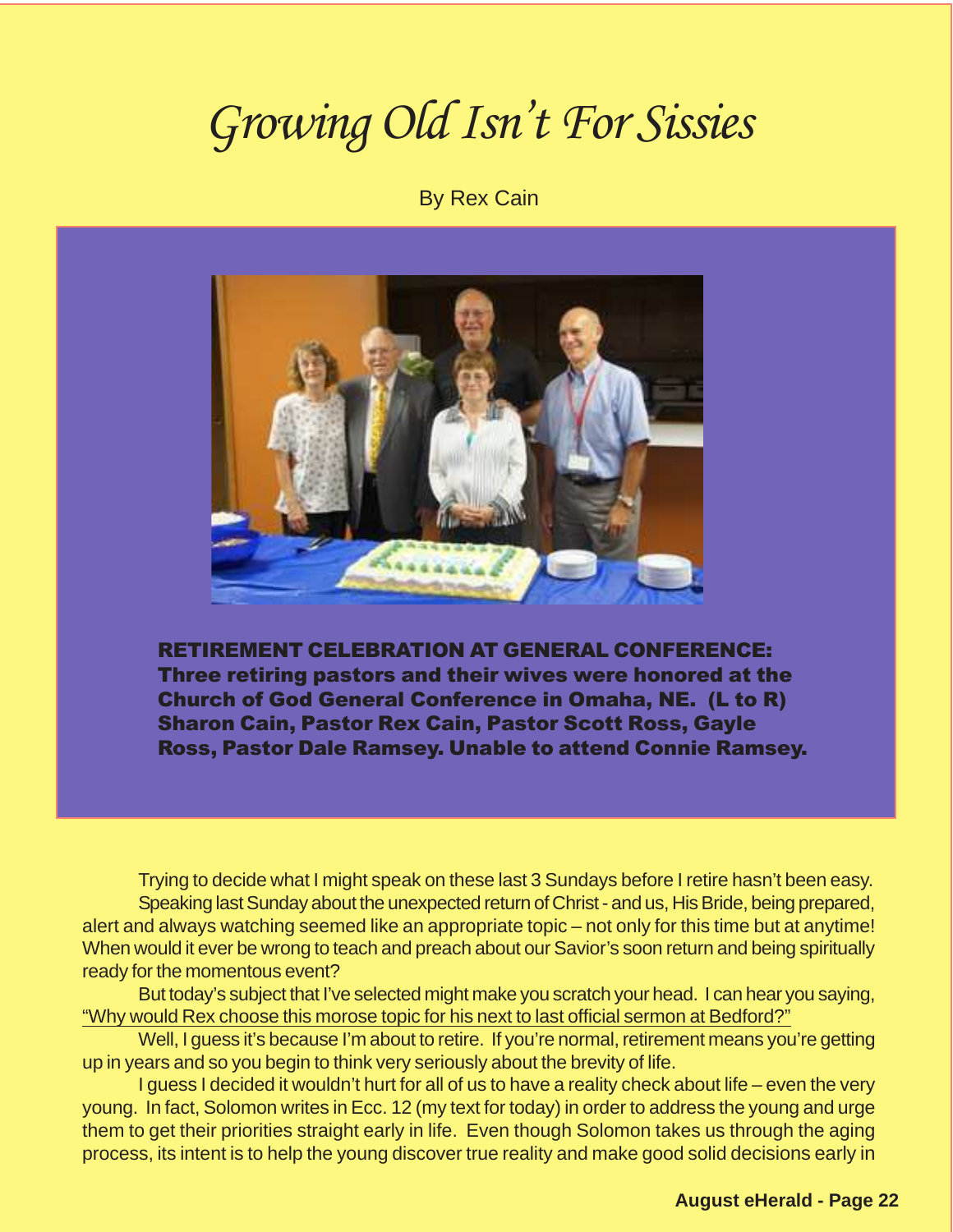# Growing Old Isn't For Sissies

By Rex Cain

**RETIREMENT CELEBRATION AT GENERAL CONFERENCE: Three retiring pastors and their wives were honored at the Church of God General Conference in Omaha, NE. (L to R) Sharon Cain, Pastor Rex Cain, Pastor Scott Ross, Gayle Ross, Pastor Dale Ramsey. Unable to attend Connie Ramsey.**

Trying to decide what I might speak on these last 3 Sundays before I retire hasn't been easy.

Speaking last Sunday about the unexpected return of Christ - and us, His Bride, being prepared, alert and always watching seemed like an appropriate topic – not only for this time but at anytime! When would it ever be wrong to teach and preach about our Savior's soon return and being spiritually ready for the momentous event?

But today's subject that I've selected might make you scratch your head. I can hear you saying, "Why would Rex choose this morose topic for his next to last official sermon at Bedford?"

Well, I guess it's because I'm about to retire. If you're normal, retirement means you're getting up in years and so you begin to think very seriously about the brevity of life.

I guess I decided it wouldn't hurt for all of us to have a reality check about life – even the very young. In fact, Solomon writes in Ecc. 12 (my text for today) in order to address the young and urge them to get their priorities straight early in life. Even though Solomon takes us through the aging process, its intent is to help the young discover true reality and make good solid decisions early in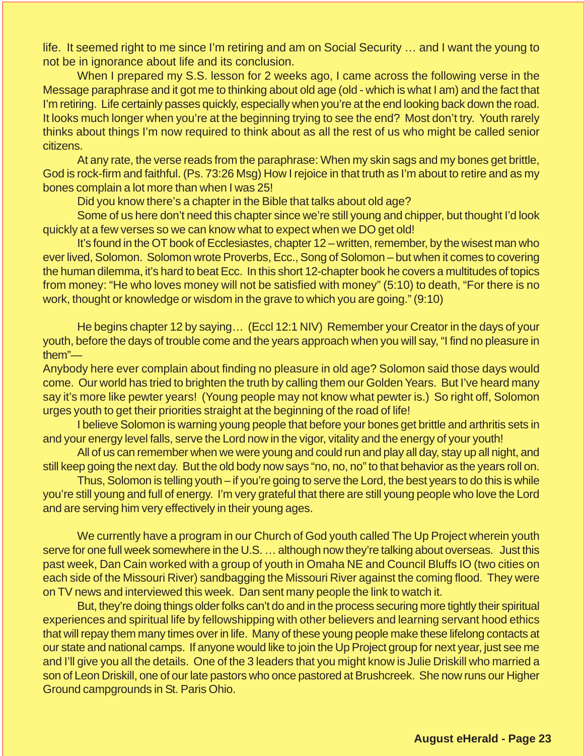life. It seemed right to me since I'm retiring and am on Social Security … and I want the young to not be in ignorance about life and its conclusion.

When I prepared my S.S. lesson for 2 weeks ago, I came across the following verse in the Message paraphrase and it got me to thinking about old age (old - which is what I am) and the fact that I'm retiring. Life certainly passes quickly, especially when you're at the end looking back down the road. It looks much longer when you're at the beginning trying to see the end? Most don't try. Youth rarely thinks about things I'm now required to think about as all the rest of us who might be called senior citizens.

At any rate, the verse reads from the paraphrase: When my skin sags and my bones get brittle, God is rock-firm and faithful. (Ps. 73:26 Msg) How I rejoice in that truth as I'm about to retire and as my bones complain a lot more than when I was 25!

Did you know there's a chapter in the Bible that talks about old age?

Some of us here don't need this chapter since we're still young and chipper, but thought I'd look quickly at a few verses so we can know what to expect when we DO get old!

It's found in the OT book of Ecclesiastes, chapter 12 – written, remember, by the wisest man who ever lived, Solomon. Solomon wrote Proverbs, Ecc., Song of Solomon – but when it comes to covering the human dilemma, it's hard to beat Ecc. In this short 12-chapter book he covers a multitudes of topics from money: "He who loves money will not be satisfied with money" (5:10) to death, "For there is no work, thought or knowledge or wisdom in the grave to which you are going." (9:10)

He begins chapter 12 by saying… (Eccl 12:1 NIV) Remember your Creator in the days of your youth, before the days of trouble come and the years approach when you will say, "I find no pleasure in them"—

Anybody here ever complain about finding no pleasure in old age? Solomon said those days would come. Our world has tried to brighten the truth by calling them our Golden Years. But I've heard many say it's more like pewter years! (Young people may not know what pewter is.) So right off, Solomon urges youth to get their priorities straight at the beginning of the road of life!

I believe Solomon is warning young people that before your bones get brittle and arthritis sets in and your energy level falls, serve the Lord now in the vigor, vitality and the energy of your youth!

All of us can remember when we were young and could run and play all day, stay up all night, and still keep going the next day. But the old body now says "no, no, no" to that behavior as the years roll on.

Thus, Solomon is telling youth – if you're going to serve the Lord, the best years to do this is while you're still young and full of energy. I'm very grateful that there are still young people who love the Lord and are serving him very effectively in their young ages.

We currently have a program in our Church of God youth called The Up Project wherein youth serve for one full week somewhere in the U.S. … although now they're talking about overseas. Just this past week, Dan Cain worked with a group of youth in Omaha NE and Council Bluffs IO (two cities on each side of the Missouri River) sandbagging the Missouri River against the coming flood. They were on TV news and interviewed this week. Dan sent many people the link to watch it.

But, they're doing things older folks can't do and in the process securing more tightly their spiritual experiences and spiritual life by fellowshipping with other believers and learning servant hood ethics that will repay them many times over in life. Many of these young people make these lifelong contacts at our state and national camps. If anyone would like to join the Up Project group for next year, just see me and I'll give you all the details. One of the 3 leaders that you might know is Julie Driskill who married a son of Leon Driskill, one of our late pastors who once pastored at Brushcreek. She now runs our Higher Ground campgrounds in St. Paris Ohio.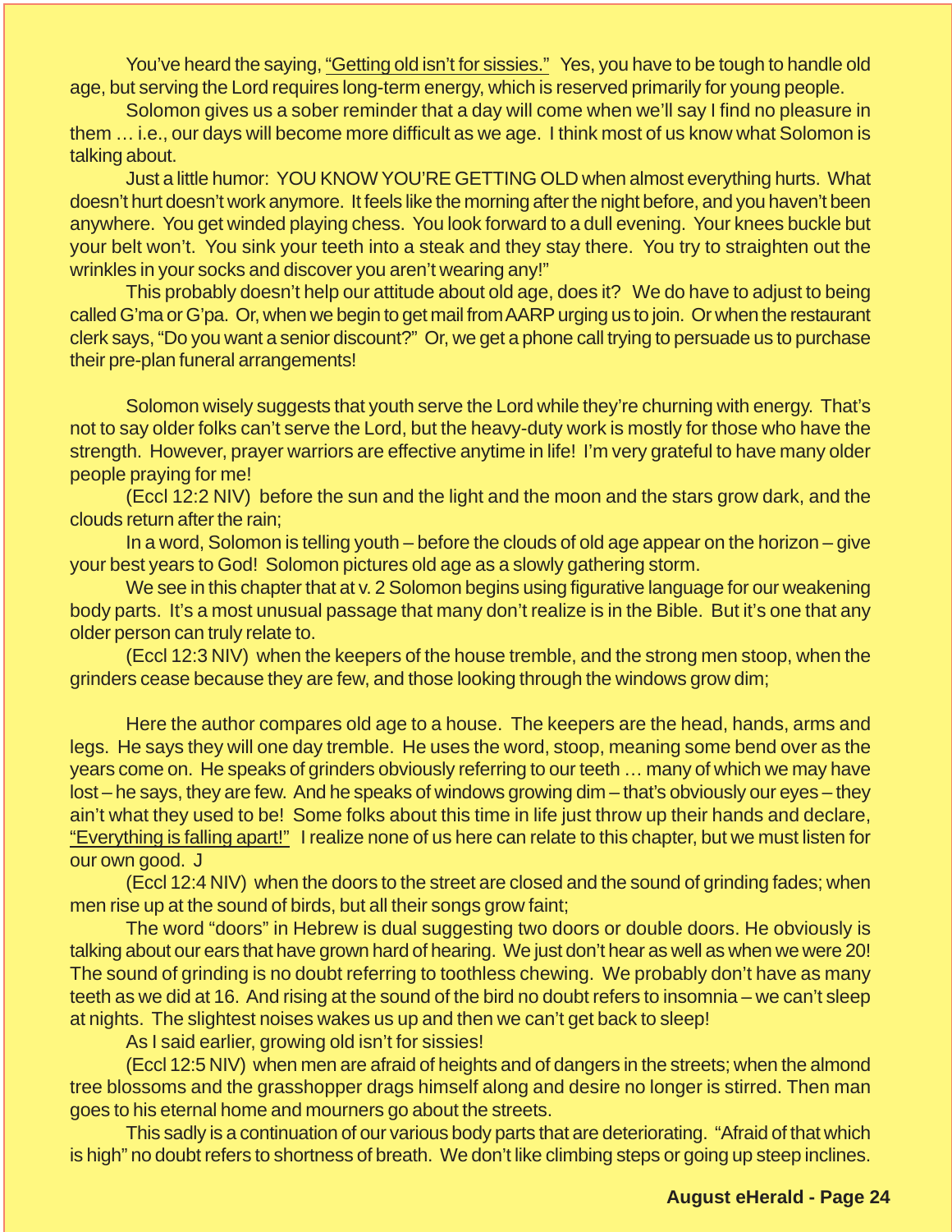You've heard the saying, <u>"Getting old isn't for sissies."</u> Yes, you have to be tough to handle old age, but serving the Lord requires long-term energy, which is reserved primarily for young people.

Solomon gives us a sober reminder that a day will come when we'll say I find no pleasure in them … i.e., our days will become more difficult as we age. I think most of us know what Solomon is talking about.

Just a little humor: YOU KNOW YOU'RE GETTING OLD when almost everything hurts. What doesn't hurt doesn't work anymore. It feels like the morning after the night before, and you haven't been anywhere. You get winded playing chess. You look forward to a dull evening. Your knees buckle but your belt won't. You sink your teeth into a steak and they stay there. You try to straighten out the wrinkles in your socks and discover you aren't wearing any!"

This probably doesn't help our attitude about old age, does it? We do have to adjust to being called G'ma or G'pa. Or, when we begin to get mail from AARP urging us to join. Or when the restaurant clerk says, "Do you want a senior discount?" Or, we get a phone call trying to persuade us to purchase their pre-plan funeral arrangements!

Solomon wisely suggests that youth serve the Lord while they're churning with energy. That's not to say older folks can't serve the Lord, but the heavy-duty work is mostly for those who have the strength. However, prayer warriors are effective anytime in life! I'm very grateful to have many older people praying for me!

(Eccl 12:2 NIV) before the sun and the light and the moon and the stars grow dark, and the clouds return after the rain;

In a word, Solomon is telling youth – before the clouds of old age appear on the horizon – give your best years to God! Solomon pictures old age as a slowly gathering storm.

We see in this chapter that at v. 2 Solomon begins using figurative language for our weakening body parts. It's a most unusual passage that many don't realize is in the Bible. But it's one that any older person can truly relate to.

(Eccl 12:3 NIV) when the keepers of the house tremble, and the strong men stoop, when the grinders cease because they are few, and those looking through the windows grow dim;

Here the author compares old age to a house. The keepers are the head, hands, arms and legs. He says they will one day tremble. He uses the word, stoop, meaning some bend over as the years come on. He speaks of grinders obviously referring to our teeth … many of which we may have lost – he says, they are few. And he speaks of windows growing dim – that's obviously our eyes – they ain't what they used to be! Some folks about this time in life just throw up their hands and declare, <u>"Everything is falling apart!"</u> I realize none of us here can relate to this chapter, but we must listen for our own good. J

(Eccl 12:4 NIV) when the doors to the street are closed and the sound of grinding fades; when men rise up at the sound of birds, but all their songs grow faint;

The word "doors" in Hebrew is dual suggesting two doors or double doors. He obviously is talking about our ears that have grown hard of hearing. We just don't hear as well as when we were 20! The sound of grinding is no doubt referring to toothless chewing. We probably don't have as many teeth as we did at 16. And rising at the sound of the bird no doubt refers to insomnia – we can't sleep at nights. The slightest noises wakes us up and then we can't get back to sleep!

As I said earlier, growing old isn't for sissies!

(Eccl 12:5 NIV) when men are afraid of heights and of dangers in the streets; when the almond tree blossoms and the grasshopper drags himself along and desire no longer is stirred. Then man goes to his eternal home and mourners go about the streets.

This sadly is a continuation of our various body parts that are deteriorating. "Afraid of that which is high" no doubt refers to shortness of breath. We don't like climbing steps or going up steep inclines.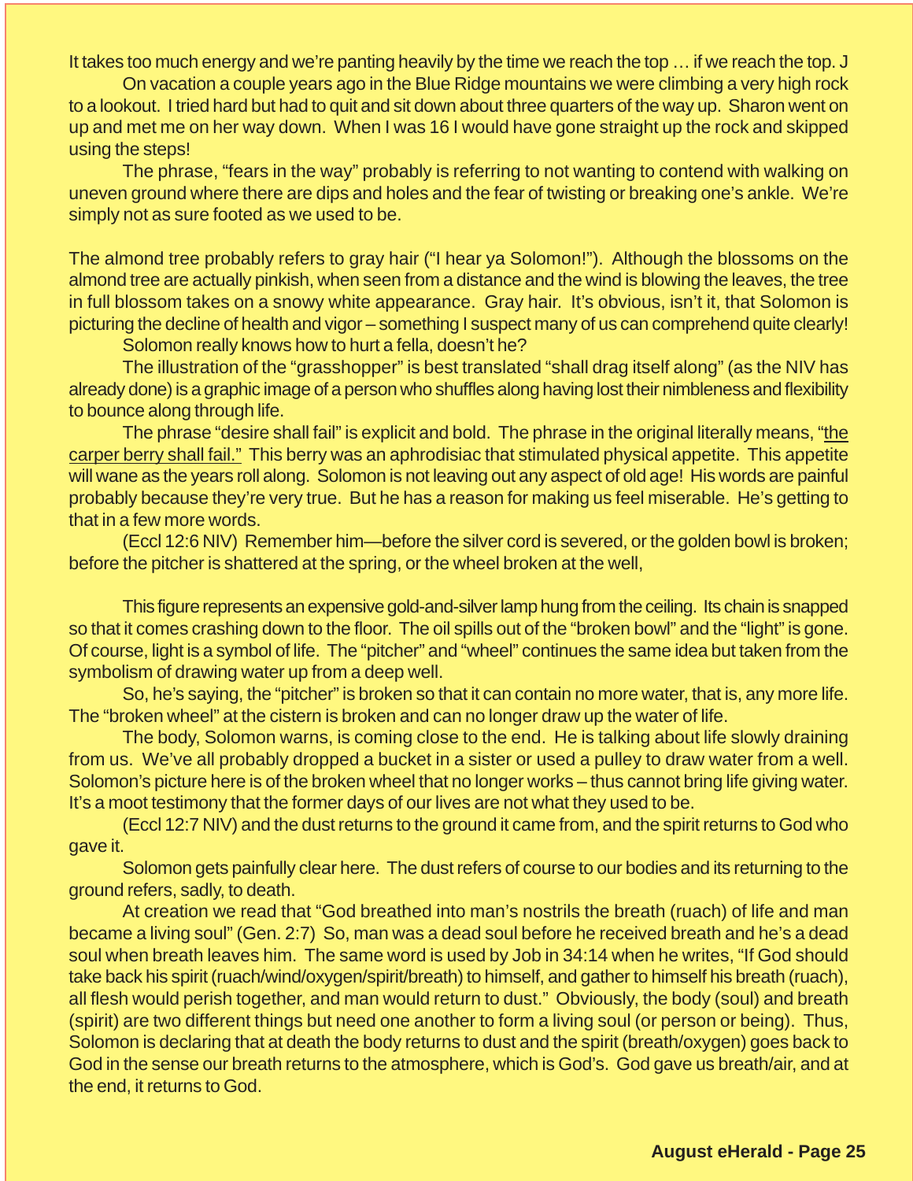It takes too much energy and we're panting heavily by the time we reach the top … if we reach the top. J

On vacation a couple years ago in the Blue Ridge mountains we were climbing a very high rock to a lookout. I tried hard but had to quit and sit down about three quarters of the way up. Sharon went on up and met me on her way down. When I was 16 I would have gone straight up the rock and skipped using the steps!

The phrase, "fears in the way" probably is referring to not wanting to contend with walking on uneven ground where there are dips and holes and the fear of twisting or breaking one's ankle. We're simply not as sure footed as we used to be.

The almond tree probably refers to gray hair ("I hear ya Solomon!"). Although the blossoms on the almond tree are actually pinkish, when seen from a distance and the wind is blowing the leaves, the tree in full blossom takes on a snowy white appearance. Gray hair. It's obvious, isn't it, that Solomon is picturing the decline of health and vigor – something I suspect many of us can comprehend quite clearly!

Solomon really knows how to hurt a fella, doesn't he?

The illustration of the "grasshopper" is best translated "shall drag itself along" (as the NIV has already done) is a graphic image of a person who shuffles along having lost their nimbleness and flexibility to bounce along through life.

The phrase "desire shall fail" is explicit and bold. The phrase in the original literally means, "the carper berry shall fail." This berry was an aphrodisiac that stimulated physical appetite. This appetite will wane as the years roll along. Solomon is not leaving out any aspect of old age! His words are painful probably because they're very true. But he has a reason for making us feel miserable. He's getting to that in a few more words.

(Eccl 12:6 NIV) Remember him—before the silver cord is severed, or the golden bowl is broken; before the pitcher is shattered at the spring, or the wheel broken at the well,

This figure represents an expensive gold-and-silver lamp hung from the ceiling. Its chain is snapped so that it comes crashing down to the floor. The oil spills out of the "broken bowl" and the "light" is gone. Of course, light is a symbol of life. The "pitcher" and "wheel" continues the same idea but taken from the symbolism of drawing water up from a deep well.

So, he's saying, the "pitcher" is broken so that it can contain no more water, that is, any more life. The "broken wheel" at the cistern is broken and can no longer draw up the water of life.

The body, Solomon warns, is coming close to the end. He is talking about life slowly draining from us. We've all probably dropped a bucket in a sister or used a pulley to draw water from a well. Solomon's picture here is of the broken wheel that no longer works – thus cannot bring life giving water. It's a moot testimony that the former days of our lives are not what they used to be.

(Eccl 12:7 NIV) and the dust returns to the ground it came from, and the spirit returns to God who gave it.

Solomon gets painfully clear here. The dust refers of course to our bodies and its returning to the ground refers, sadly, to death.

At creation we read that "God breathed into man's nostrils the breath (ruach) of life and man became a living soul" (Gen. 2:7) So, man was a dead soul before he received breath and he's a dead soul when breath leaves him. The same word is used by Job in 34:14 when he writes, "If God should take back his spirit (ruach/wind/oxygen/spirit/breath) to himself, and gather to himself his breath (ruach), all flesh would perish together, and man would return to dust." Obviously, the body (soul) and breath (spirit) are two different things but need one another to form a living soul (or person or being). Thus, Solomon is declaring that at death the body returns to dust and the spirit (breath/oxygen) goes back to God in the sense our breath returns to the atmosphere, which is God's. God gave us breath/air, and at the end, it returns to God.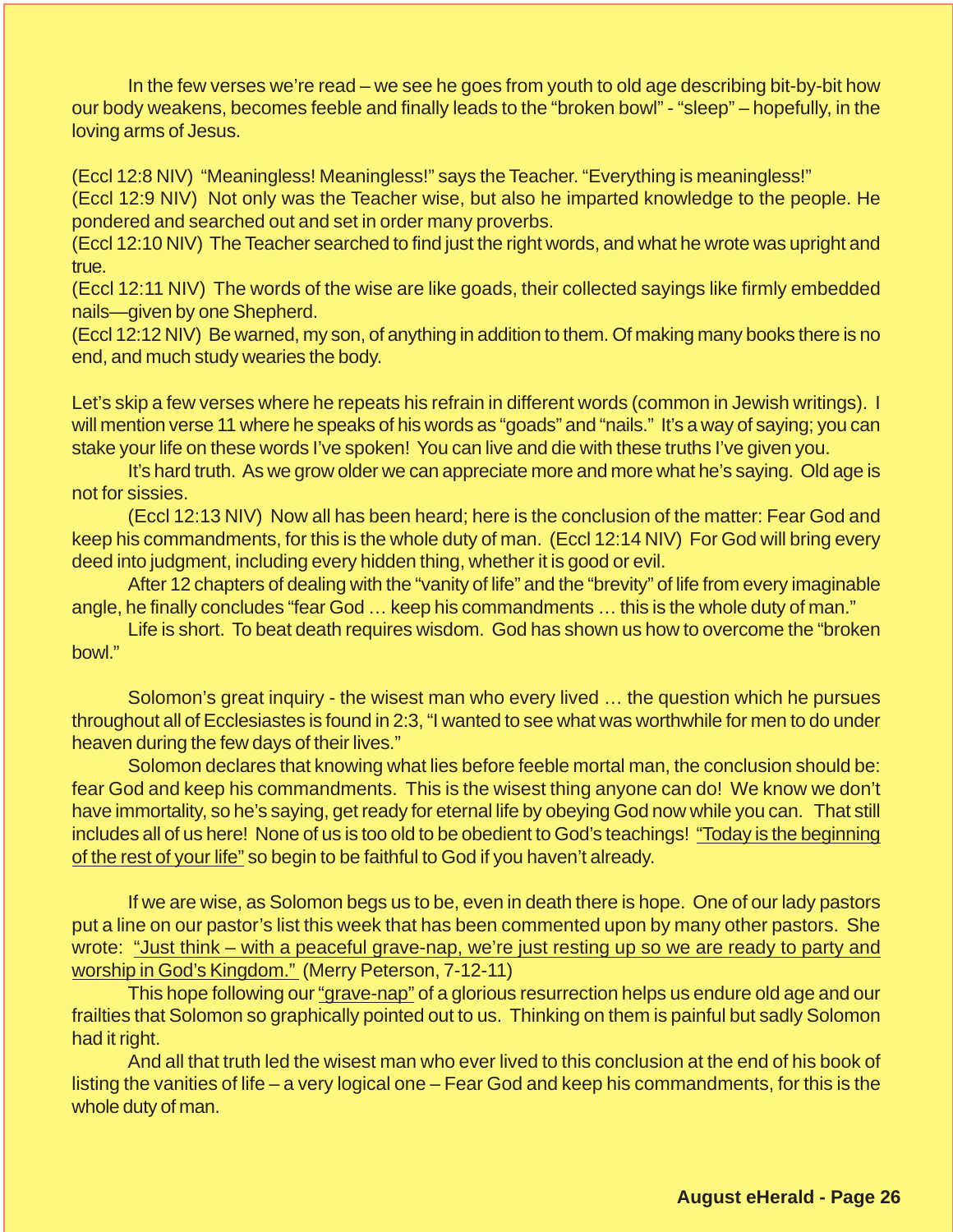In the few verses we're read – we see he goes from youth to old age describing bit-by-bit how our body weakens, becomes feeble and finally leads to the "broken bowl" - "sleep" – hopefully, in the loving arms of Jesus.

(Eccl 12:8 NIV) "Meaningless! Meaningless!" says the Teacher. "Everything is meaningless!"
(Eccl 12:9 NIV) Not only was the Teacher wise, but also he imparted knowledge to the people. He pondered and searched out and set in order many proverbs.
(Eccl 12:10 NIV) The Teacher searched to find just the right words, and what he wrote was upright and true.
(Eccl 12:11 NIV) The words of the wise are like goads, their collected sayings like firmly embedded nails—given by one Shepherd.
(Eccl 12:12 NIV) Be warned, my son, of anything in addition to them. Of making many books there is no end, and much study wearies the body.

Let's skip a few verses where he repeats his refrain in different words (common in Jewish writings). I will mention verse 11 where he speaks of his words as "goads" and "nails." It's a way of saying; you can stake your life on these words I've spoken! You can live and die with these truths I've given you.

It's hard truth. As we grow older we can appreciate more and more what he's saying. Old age is not for sissies.

(Eccl 12:13 NIV) Now all has been heard; here is the conclusion of the matter: Fear God and keep his commandments, for this is the whole duty of man. (Eccl 12:14 NIV) For God will bring every deed into judgment, including every hidden thing, whether it is good or evil.

After 12 chapters of dealing with the "vanity of life" and the "brevity" of life from every imaginable angle, he finally concludes "fear God … keep his commandments … this is the whole duty of man."

Life is short. To beat death requires wisdom. God has shown us how to overcome the "broken bowl."

Solomon's great inquiry - the wisest man who every lived … the question which he pursues throughout all of Ecclesiastes is found in 2:3, "I wanted to see what was worthwhile for men to do under heaven during the few days of their lives."

Solomon declares that knowing what lies before feeble mortal man, the conclusion should be: fear God and keep his commandments. This is the wisest thing anyone can do! We know we don't have immortality, so he's saying, get ready for eternal life by obeying God now while you can. That still includes all of us here! None of us is too old to be obedient to God's teachings! <u>"Today is the beginning of the rest of your life"</u> so begin to be faithful to God if you haven't already.

If we are wise, as Solomon begs us to be, even in death there is hope. One of our lady pastors put a line on our pastor's list this week that has been commented upon by many other pastors. She wrote: <u>"Just think – with a peaceful grave-nap, we're just resting up so we are ready to party and worship in God's Kingdom."</u> (Merry Peterson, 7-12-11)

This hope following our <u>"grave-nap"</u> of a glorious resurrection helps us endure old age and our frailties that Solomon so graphically pointed out to us. Thinking on them is painful but sadly Solomon had it right.

And all that truth led the wisest man who ever lived to this conclusion at the end of his book of listing the vanities of life – a very logical one – Fear God and keep his commandments, for this is the whole duty of man.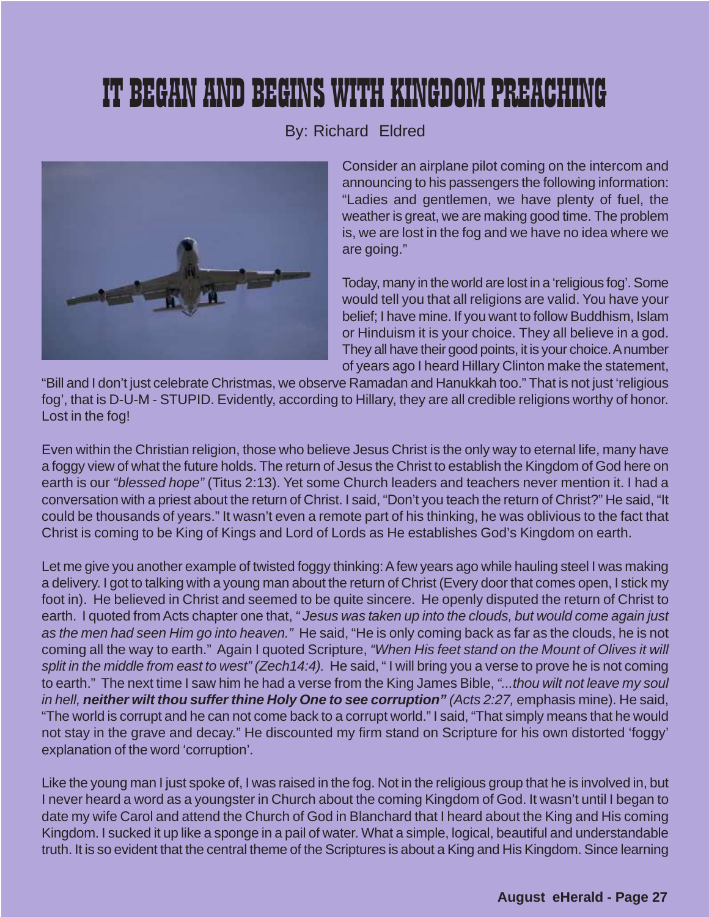# IT BEGAN AND BEGINS WITH KINGDOM PREACHING

By: Richard Eldred

Consider an airplane pilot coming on the intercom and announcing to his passengers the following information: "Ladies and gentlemen, we have plenty of fuel, the weather is great, we are making good time. The problem is, we are lost in the fog and we have no idea where we are going."

Today, many in the world are lost in a 'religious fog'. Some would tell you that all religions are valid. You have your belief; I have mine. If you want to follow Buddhism, Islam or Hinduism it is your choice. They all believe in a god. They all have their good points, it is your choice. A number of years ago I heard Hillary Clinton make the statement, "Bill and I don't just celebrate Christmas, we observe Ramadan and Hanukkah too." That is not just 'religious fog', that is D-U-M - STUPID. Evidently, according to Hillary, they are all credible religions worthy of honor. Lost in the fog!

Even within the Christian religion, those who believe Jesus Christ is the only way to eternal life, many have a foggy view of what the future holds. The return of Jesus the Christ to establish the Kingdom of God here on earth is our *"blessed hope"* (Titus 2:13). Yet some Church leaders and teachers never mention it. I had a conversation with a priest about the return of Christ. I said, "Don't you teach the return of Christ?" He said, "It could be thousands of years." It wasn't even a remote part of his thinking, he was oblivious to the fact that Christ is coming to be King of Kings and Lord of Lords as He establishes God's Kingdom on earth.

Let me give you another example of twisted foggy thinking: A few years ago while hauling steel I was making a delivery. I got to talking with a young man about the return of Christ (Every door that comes open, I stick my foot in). He believed in Christ and seemed to be quite sincere. He openly disputed the return of Christ to earth. I quoted from Acts chapter one that, *" Jesus was taken up into the clouds, but would come again just as the men had seen Him go into heaven."* He said, "He is only coming back as far as the clouds, he is not coming all the way to earth." Again I quoted Scripture, *"When His feet stand on the Mount of Olives it will split in the middle from east to west" (Zech14:4).* He said, " I will bring you a verse to prove he is not coming to earth." The next time I saw him he had a verse from the King James Bible, *"...thou wilt not leave my soul in hell,* ***neither wilt thou suffer thine Holy One to see corruption"*** *(Acts 2:27,* emphasis mine). He said, "The world is corrupt and he can not come back to a corrupt world." I said, "That simply means that he would not stay in the grave and decay." He discounted my firm stand on Scripture for his own distorted 'foggy' explanation of the word 'corruption'.

Like the young man I just spoke of, I was raised in the fog. Not in the religious group that he is involved in, but I never heard a word as a youngster in Church about the coming Kingdom of God. It wasn't until I began to date my wife Carol and attend the Church of God in Blanchard that I heard about the King and His coming Kingdom. I sucked it up like a sponge in a pail of water. What a simple, logical, beautiful and understandable truth. It is so evident that the central theme of the Scriptures is about a King and His Kingdom. Since learning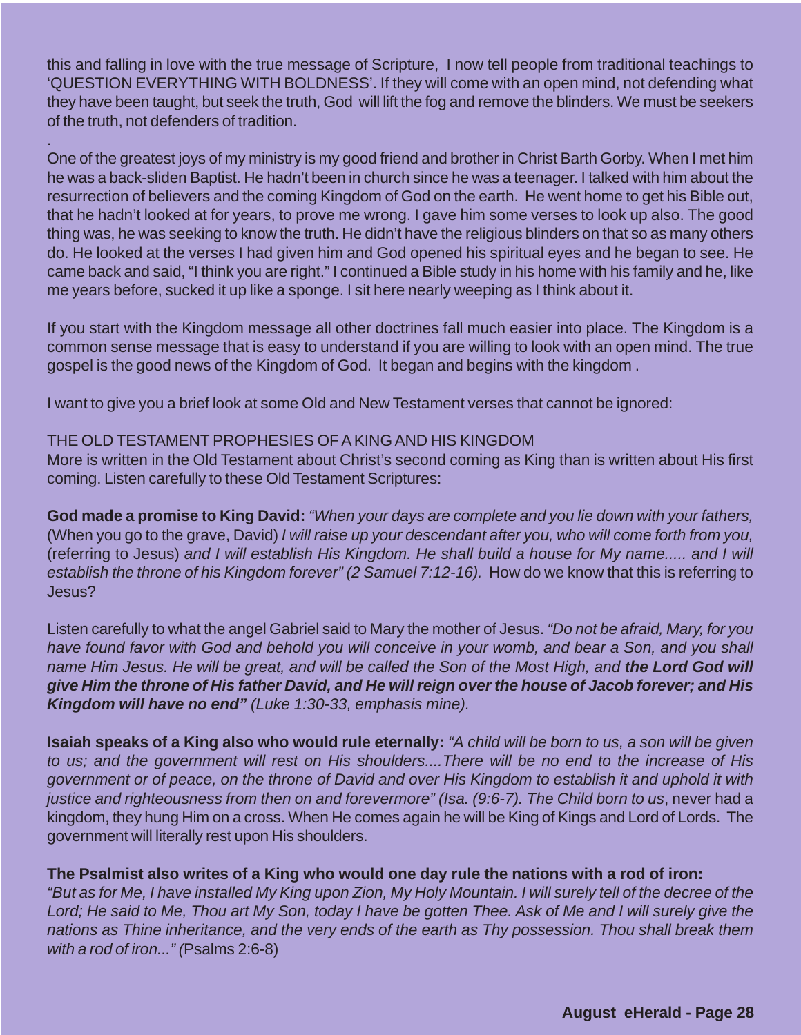this and falling in love with the true message of Scripture, I now tell people from traditional teachings to 'QUESTION EVERYTHING WITH BOLDNESS'. If they will come with an open mind, not defending what they have been taught, but seek the truth, God will lift the fog and remove the blinders. We must be seekers of the truth, not defenders of tradition.

.

One of the greatest joys of my ministry is my good friend and brother in Christ Barth Gorby. When I met him he was a back-sliden Baptist. He hadn't been in church since he was a teenager. I talked with him about the resurrection of believers and the coming Kingdom of God on the earth. He went home to get his Bible out, that he hadn't looked at for years, to prove me wrong. I gave him some verses to look up also. The good thing was, he was seeking to know the truth. He didn't have the religious blinders on that so as many others do. He looked at the verses I had given him and God opened his spiritual eyes and he began to see. He came back and said, "I think you are right." I continued a Bible study in his home with his family and he, like me years before, sucked it up like a sponge. I sit here nearly weeping as I think about it.

If you start with the Kingdom message all other doctrines fall much easier into place. The Kingdom is a common sense message that is easy to understand if you are willing to look with an open mind. The true gospel is the good news of the Kingdom of God. It began and begins with the kingdom .

I want to give you a brief look at some Old and New Testament verses that cannot be ignored:

THE OLD TESTAMENT PROPHESIES OF A KING AND HIS KINGDOM

More is written in the Old Testament about Christ's second coming as King than is written about His first coming. Listen carefully to these Old Testament Scriptures:

**God made a promise to King David:** *"When your days are complete and you lie down with your fathers,* (When you go to the grave, David) *I will raise up your descendant after you, who will come forth from you,* (referring to Jesus) *and I will establish His Kingdom. He shall build a house for My name..... and I will establish the throne of his Kingdom forever" (2 Samuel 7:12-16).* How do we know that this is referring to Jesus?

Listen carefully to what the angel Gabriel said to Mary the mother of Jesus. *"Do not be afraid, Mary, for you have found favor with God and behold you will conceive in your womb, and bear a Son, and you shall name Him Jesus. He will be great, and will be called the Son of the Most High, and **the Lord God will give Him the throne of His father David, and He will reign over the house of Jacob forever; and His Kingdom will have no end"** (Luke 1:30-33, emphasis mine).*

**Isaiah speaks of a King also who would rule eternally:** *"A child will be born to us, a son will be given to us; and the government will rest on His shoulders....There will be no end to the increase of His government or of peace, on the throne of David and over His Kingdom to establish it and uphold it with justice and righteousness from then on and forevermore" (Isa. (9:6-7). The Child born to us*, never had a kingdom, they hung Him on a cross. When He comes again he will be King of Kings and Lord of Lords. The government will literally rest upon His shoulders.

**The Psalmist also writes of a King who would one day rule the nations with a rod of iron:**
*"But as for Me, I have installed My King upon Zion, My Holy Mountain. I will surely tell of the decree of the Lord; He said to Me, Thou art My Son, today I have be gotten Thee. Ask of Me and I will surely give the nations as Thine inheritance, and the very ends of the earth as Thy possession. Thou shall break them with a rod of iron..." (*Psalms 2:6-8)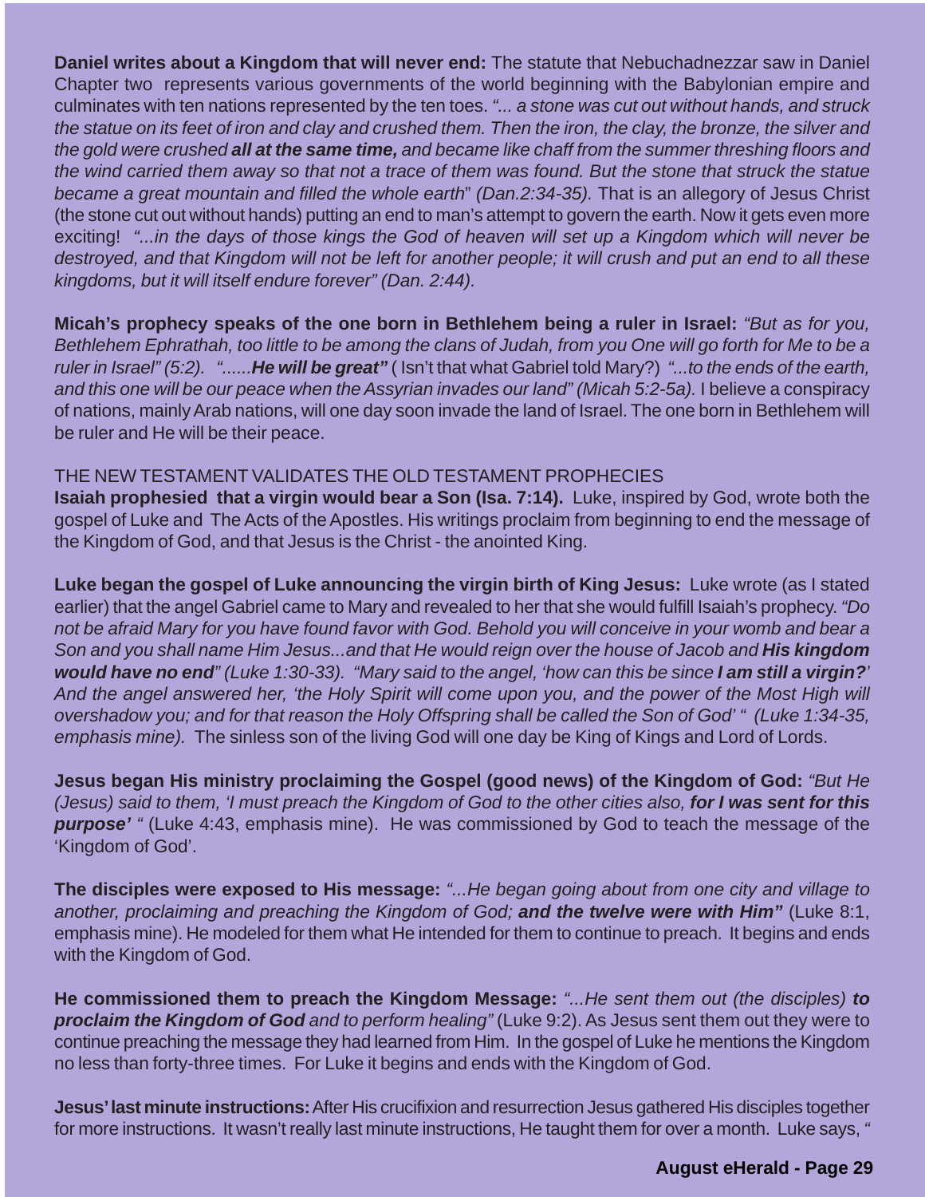**Daniel writes about a Kingdom that will never end:** The statute that Nebuchadnezzar saw in Daniel Chapter two represents various governments of the world beginning with the Babylonian empire and culminates with ten nations represented by the ten toes. *"... a stone was cut out without hands, and struck the statue on its feet of iron and clay and crushed them. Then the iron, the clay, the bronze, the silver and the gold were crushed **all at the same time,** and became like chaff from the summer threshing floors and the wind carried them away so that not a trace of them was found. But the stone that struck the statue became a great mountain and filled the whole earth" (Dan.2:34-35).* That is an allegory of Jesus Christ (the stone cut out without hands) putting an end to man's attempt to govern the earth. Now it gets even more exciting! *"...in the days of those kings the God of heaven will set up a Kingdom which will never be destroyed, and that Kingdom will not be left for another people; it will crush and put an end to all these kingdoms, but it will itself endure forever" (Dan. 2:44).*

**Micah's prophecy speaks of the one born in Bethlehem being a ruler in Israel:** *"But as for you, Bethlehem Ephrathah, too little to be among the clans of Judah, from you One will go forth for Me to be a ruler in Israel" (5:2). "......**He will be great"*** ( Isn't that what Gabriel told Mary?) *"...to the ends of the earth, and this one will be our peace when the Assyrian invades our land" (Micah 5:2-5a).* I believe a conspiracy of nations, mainly Arab nations, will one day soon invade the land of Israel. The one born in Bethlehem will be ruler and He will be their peace.

THE NEW TESTAMENT VALIDATES THE OLD TESTAMENT PROPHECIES

**Isaiah prophesied that a virgin would bear a Son (Isa. 7:14).** Luke, inspired by God, wrote both the gospel of Luke and The Acts of the Apostles. His writings proclaim from beginning to end the message of the Kingdom of God, and that Jesus is the Christ - the anointed King.

**Luke began the gospel of Luke announcing the virgin birth of King Jesus:** Luke wrote (as I stated earlier) that the angel Gabriel came to Mary and revealed to her that she would fulfill Isaiah's prophecy. *"Do not be afraid Mary for you have found favor with God. Behold you will conceive in your womb and bear a Son and you shall name Him Jesus...and that He would reign over the house of Jacob and **His kingdom would have no end**" (Luke 1:30-33). "Mary said to the angel, 'how can this be since **I am still a virgin?**' And the angel answered her, 'the Holy Spirit will come upon you, and the power of the Most High will overshadow you; and for that reason the Holy Offspring shall be called the Son of God' " (Luke 1:34-35, emphasis mine).* The sinless son of the living God will one day be King of Kings and Lord of Lords.

**Jesus began His ministry proclaiming the Gospel (good news) of the Kingdom of God:** *"But He (Jesus) said to them, 'I must preach the Kingdom of God to the other cities also, **for I was sent for this purpose'** "* (Luke 4:43, emphasis mine). He was commissioned by God to teach the message of the 'Kingdom of God'.

**The disciples were exposed to His message:** *"...He began going about from one city and village to another, proclaiming and preaching the Kingdom of God; **and the twelve were with Him"*** (Luke 8:1, emphasis mine). He modeled for them what He intended for them to continue to preach. It begins and ends with the Kingdom of God.

**He commissioned them to preach the Kingdom Message:** *"...He sent them out (the disciples) **to proclaim the Kingdom of God** and to perform healing"* (Luke 9:2). As Jesus sent them out they were to continue preaching the message they had learned from Him. In the gospel of Luke he mentions the Kingdom no less than forty-three times. For Luke it begins and ends with the Kingdom of God.

**Jesus' last minute instructions:** After His crucifixion and resurrection Jesus gathered His disciples together for more instructions. It wasn't really last minute instructions, He taught them for over a month. Luke says, "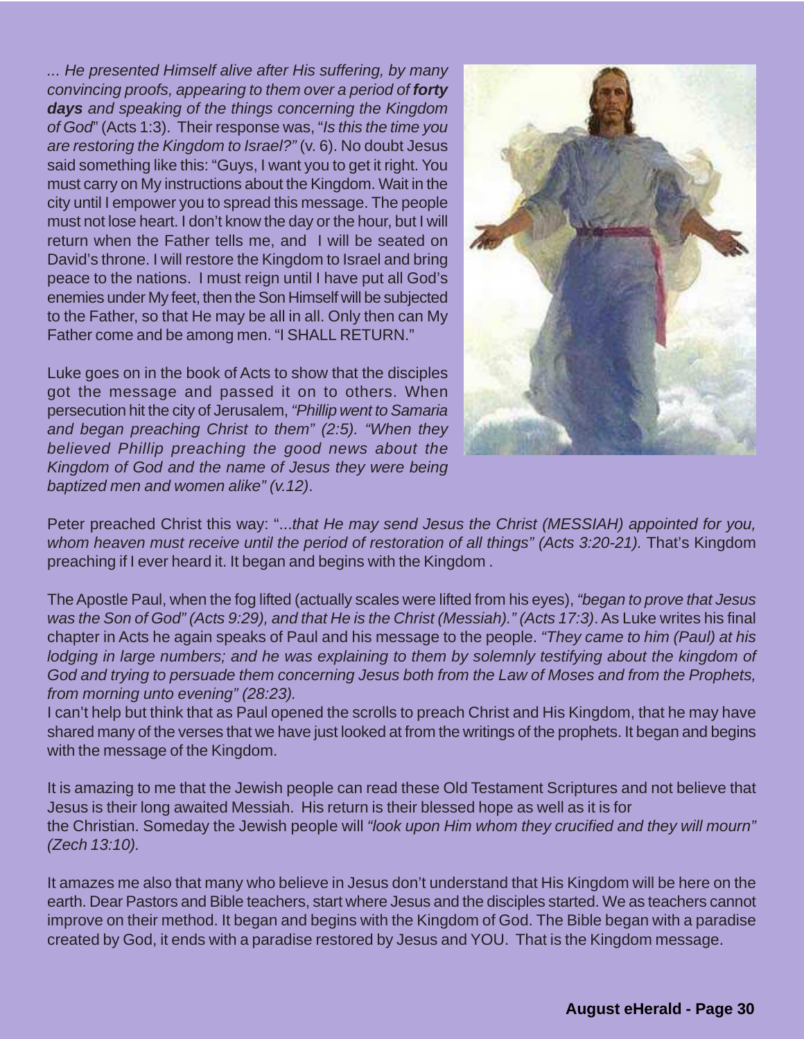*... He presented Himself alive after His suffering, by many convincing proofs, appearing to them over a period of **forty days** and speaking of the things concerning the Kingdom of God*" (Acts 1:3). Their response was, "*Is this the time you are restoring the Kingdom to Israel?"* (v. 6). No doubt Jesus said something like this: "Guys, I want you to get it right. You must carry on My instructions about the Kingdom. Wait in the city until I empower you to spread this message. The people must not lose heart. I don't know the day or the hour, but I will return when the Father tells me, and I will be seated on David's throne. I will restore the Kingdom to Israel and bring peace to the nations. I must reign until I have put all God's enemies under My feet, then the Son Himself will be subjected to the Father, so that He may be all in all. Only then can My Father come and be among men. "I SHALL RETURN."

Luke goes on in the book of Acts to show that the disciples got the message and passed it on to others. When persecution hit the city of Jerusalem, *"Phillip went to Samaria and began preaching Christ to them" (2:5). "When they believed Phillip preaching the good news about the Kingdom of God and the name of Jesus they were being baptized men and women alike" (v.12)*.

Peter preached Christ this way: "*...that He may send Jesus the Christ (MESSIAH) appointed for you, whom heaven must receive until the period of restoration of all things" (Acts 3:20-21).* That's Kingdom preaching if I ever heard it. It began and begins with the Kingdom .

The Apostle Paul, when the fog lifted (actually scales were lifted from his eyes), *"began to prove that Jesus was the Son of God" (Acts 9:29), and that He is the Christ (Messiah)." (Acts 17:3)*. As Luke writes his final chapter in Acts he again speaks of Paul and his message to the people. *"They came to him (Paul) at his lodging in large numbers; and he was explaining to them by solemnly testifying about the kingdom of God and trying to persuade them concerning Jesus both from the Law of Moses and from the Prophets, from morning unto evening" (28:23).*

I can't help but think that as Paul opened the scrolls to preach Christ and His Kingdom, that he may have shared many of the verses that we have just looked at from the writings of the prophets. It began and begins with the message of the Kingdom.

It is amazing to me that the Jewish people can read these Old Testament Scriptures and not believe that Jesus is their long awaited Messiah. His return is their blessed hope as well as it is for the Christian. Someday the Jewish people will *"look upon Him whom they crucified and they will mourn" (Zech 13:10).*

It amazes me also that many who believe in Jesus don't understand that His Kingdom will be here on the earth. Dear Pastors and Bible teachers, start where Jesus and the disciples started. We as teachers cannot improve on their method. It began and begins with the Kingdom of God. The Bible began with a paradise created by God, it ends with a paradise restored by Jesus and YOU. That is the Kingdom message.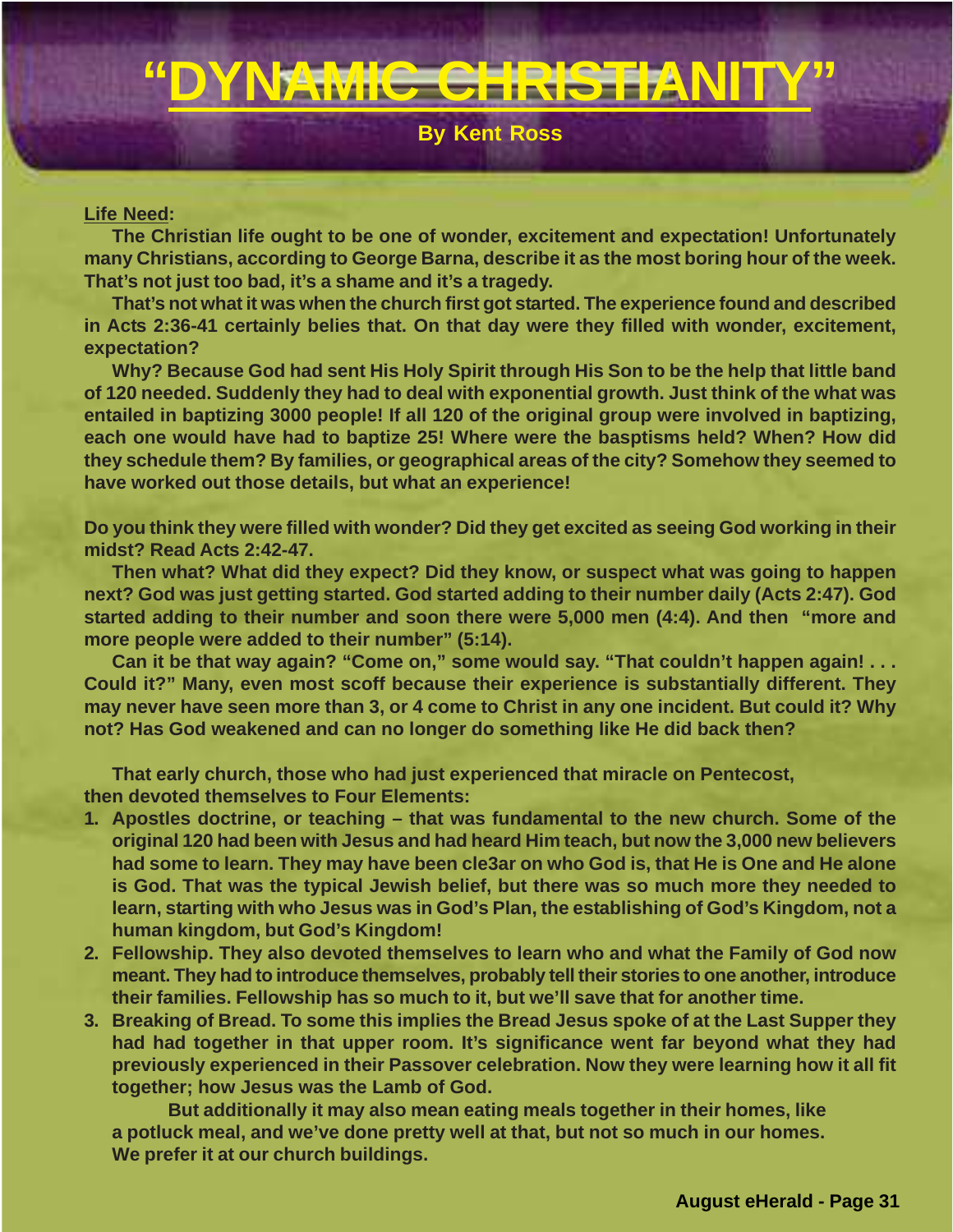# "DYNAMIC CHRISTIANITY"

**By Kent Ross**

**Life Need:**

**The Christian life ought to be one of wonder, excitement and expectation! Unfortunately many Christians, according to George Barna, describe it as the most boring hour of the week. That's not just too bad, it's a shame and it's a tragedy.**

**That's not what it was when the church first got started. The experience found and described in Acts 2:36-41 certainly belies that. On that day were they filled with wonder, excitement, expectation?**

**Why? Because God had sent His Holy Spirit through His Son to be the help that little band of 120 needed. Suddenly they had to deal with exponential growth. Just think of the what was entailed in baptizing 3000 people! If all 120 of the original group were involved in baptizing, each one would have had to baptize 25! Where were the basptisms held? When? How did they schedule them? By families, or geographical areas of the city? Somehow they seemed to have worked out those details, but what an experience!**

**Do you think they were filled with wonder? Did they get excited as seeing God working in their midst? Read Acts 2:42-47.**

**Then what? What did they expect? Did they know, or suspect what was going to happen next? God was just getting started. God started adding to their number daily (Acts 2:47). God started adding to their number and soon there were 5,000 men (4:4). And then "more and more people were added to their number" (5:14).**

**Can it be that way again? "Come on," some would say. "That couldn't happen again! . . . Could it?" Many, even most scoff because their experience is substantially different. They may never have seen more than 3, or 4 come to Christ in any one incident. But could it? Why not? Has God weakened and can no longer do something like He did back then?**

**That early church, those who had just experienced that miracle on Pentecost, then devoted themselves to Four Elements:**

1. **Apostles doctrine, or teaching – that was fundamental to the new church. Some of the original 120 had been with Jesus and had heard Him teach, but now the 3,000 new believers had some to learn. They may have been cle3ar on who God is, that He is One and He alone is God. That was the typical Jewish belief, but there was so much more they needed to learn, starting with who Jesus was in God's Plan, the establishing of God's Kingdom, not a human kingdom, but God's Kingdom!**
2. **Fellowship. They also devoted themselves to learn who and what the Family of God now meant. They had to introduce themselves, probably tell their stories to one another, introduce their families. Fellowship has so much to it, but we'll save that for another time.**
3. **Breaking of Bread. To some this implies the Bread Jesus spoke of at the Last Supper they had had together in that upper room. It's significance went far beyond what they had previously experienced in their Passover celebration. Now they were learning how it all fit together; how Jesus was the Lamb of God.**

   **But additionally it may also mean eating meals together in their homes, like a potluck meal, and we've done pretty well at that, but not so much in our homes. We prefer it at our church buildings.**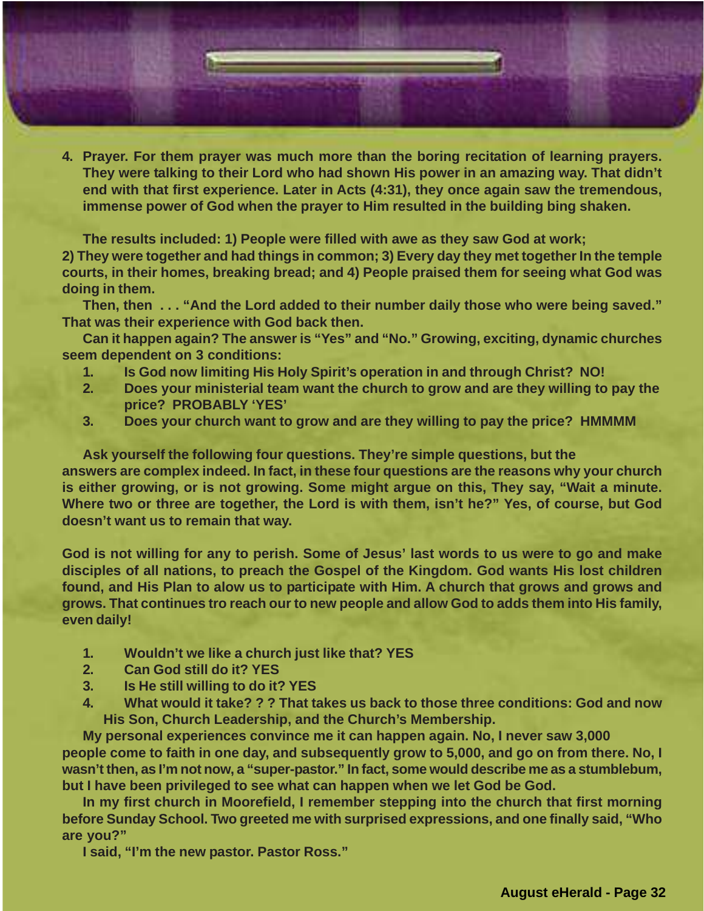4. Prayer. For them prayer was much more than the boring recitation of learning prayers. They were talking to their Lord who had shown His power in an amazing way. That didn't end with that first experience. Later in Acts (4:31), they once again saw the tremendous, immense power of God when the prayer to Him resulted in the building bing shaken.

The results included: 1) People were filled with awe as they saw God at work; 2) They were together and had things in common; 3) Every day they met together In the temple courts, in their homes, breaking bread; and 4) People praised them for seeing what God was doing in them.

Then, then . . . "And the Lord added to their number daily those who were being saved." That was their experience with God back then.

Can it happen again? The answer is "Yes" and "No." Growing, exciting, dynamic churches seem dependent on 3 conditions:

1. Is God now limiting His Holy Spirit's operation in and through Christ? NO!
2. Does your ministerial team want the church to grow and are they willing to pay the price? PROBABLY 'YES'
3. Does your church want to grow and are they willing to pay the price? HMMMM

Ask yourself the following four questions. They're simple questions, but the answers are complex indeed. In fact, in these four questions are the reasons why your church is either growing, or is not growing. Some might argue on this, They say, "Wait a minute. Where two or three are together, the Lord is with them, isn't he?" Yes, of course, but God doesn't want us to remain that way.

God is not willing for any to perish. Some of Jesus' last words to us were to go and make disciples of all nations, to preach the Gospel of the Kingdom. God wants His lost children found, and His Plan to alow us to participate with Him. A church that grows and grows and grows. That continues tro reach our to new people and allow God to adds them into His family, even daily!

1. Wouldn't we like a church just like that? YES
2. Can God still do it? YES
3. Is He still willing to do it? YES
4. What would it take? ? ? That takes us back to those three conditions: God and now His Son, Church Leadership, and the Church's Membership.

My personal experiences convince me it can happen again. No, I never saw 3,000 people come to faith in one day, and subsequently grow to 5,000, and go on from there. No, I wasn't then, as I'm not now, a "super-pastor." In fact, some would describe me as a stumblebum, but I have been privileged to see what can happen when we let God be God.

In my first church in Moorefield, I remember stepping into the church that first morning before Sunday School. Two greeted me with surprised expressions, and one finally said, "Who are you?"

I said, "I'm the new pastor. Pastor Ross."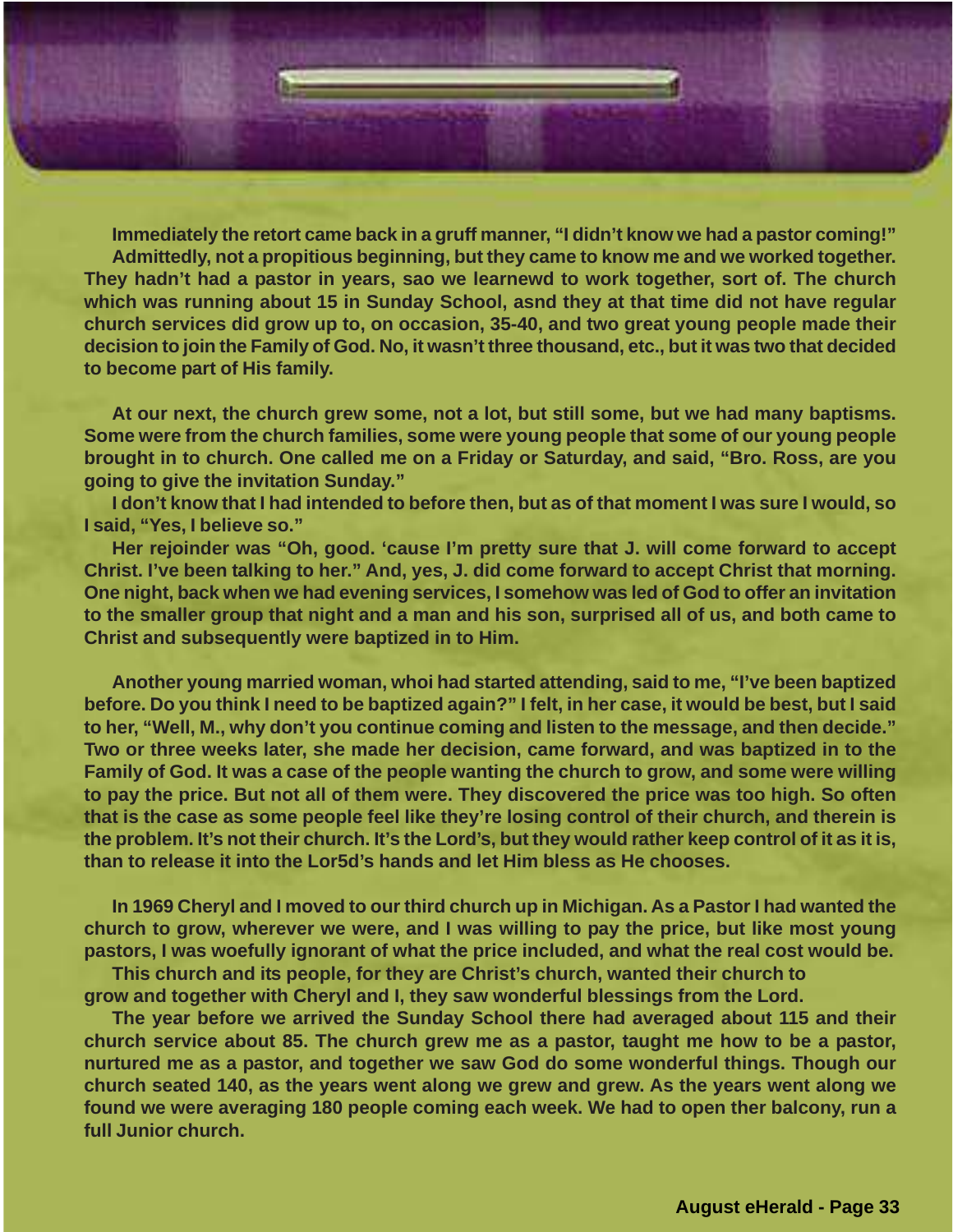Immediately the retort came back in a gruff manner, "I didn't know we had a pastor coming!"

Admittedly, not a propitious beginning, but they came to know me and we worked together. They hadn't had a pastor in years, sao we learnewd to work together, sort of. The church which was running about 15 in Sunday School, asnd they at that time did not have regular church services did grow up to, on occasion, 35-40, and two great young people made their decision to join the Family of God. No, it wasn't three thousand, etc., but it was two that decided to become part of His family.

At our next, the church grew some, not a lot, but still some, but we had many baptisms. Some were from the church families, some were young people that some of our young people brought in to church. One called me on a Friday or Saturday, and said, "Bro. Ross, are you going to give the invitation Sunday."

I don't know that I had intended to before then, but as of that moment I was sure I would, so I said, "Yes, I believe so."

Her rejoinder was "Oh, good. 'cause I'm pretty sure that J. will come forward to accept Christ. I've been talking to her." And, yes, J. did come forward to accept Christ that morning. One night, back when we had evening services, I somehow was led of God to offer an invitation to the smaller group that night and a man and his son, surprised all of us, and both came to Christ and subsequently were baptized in to Him.

Another young married woman, whoi had started attending, said to me, "I've been baptized before. Do you think I need to be baptized again?" I felt, in her case, it would be best, but I said to her, "Well, M., why don't you continue coming and listen to the message, and then decide." Two or three weeks later, she made her decision, came forward, and was baptized in to the Family of God. It was a case of the people wanting the church to grow, and some were willing to pay the price. But not all of them were. They discovered the price was too high. So often that is the case as some people feel like they're losing control of their church, and therein is the problem. It's not their church. It's the Lord's, but they would rather keep control of it as it is, than to release it into the Lor5d's hands and let Him bless as He chooses.

In 1969 Cheryl and I moved to our third church up in Michigan. As a Pastor I had wanted the church to grow, wherever we were, and I was willing to pay the price, but like most young pastors, I was woefully ignorant of what the price included, and what the real cost would be.

This church and its people, for they are Christ's church, wanted their church to grow and together with Cheryl and I, they saw wonderful blessings from the Lord.

The year before we arrived the Sunday School there had averaged about 115 and their church service about 85. The church grew me as a pastor, taught me how to be a pastor, nurtured me as a pastor, and together we saw God do some wonderful things. Though our church seated 140, as the years went along we grew and grew. As the years went along we found we were averaging 180 people coming each week. We had to open ther balcony, run a full Junior church.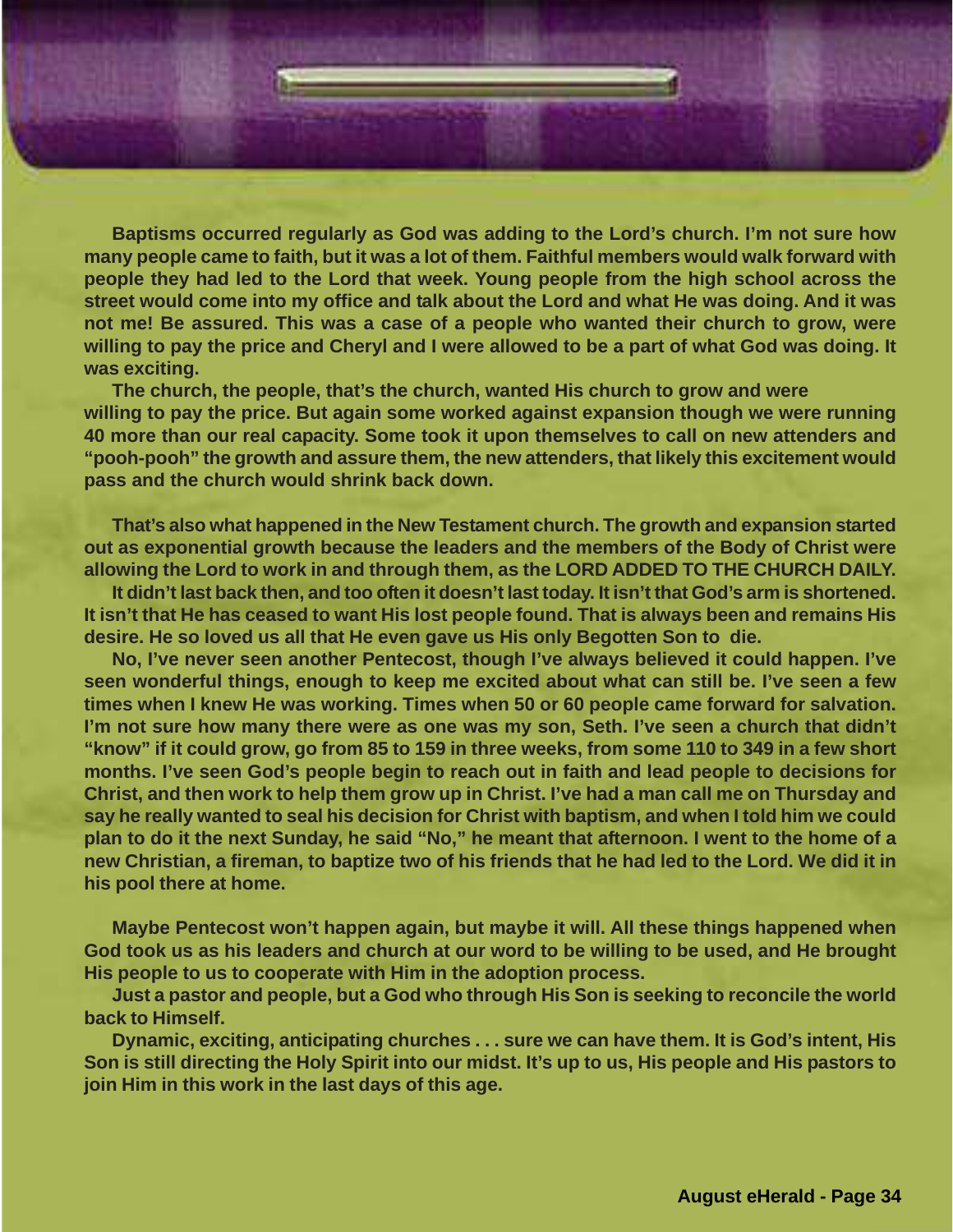Baptisms occurred regularly as God was adding to the Lord's church. I'm not sure how many people came to faith, but it was a lot of them. Faithful members would walk forward with people they had led to the Lord that week. Young people from the high school across the street would come into my office and talk about the Lord and what He was doing. And it was not me! Be assured. This was a case of a people who wanted their church to grow, were willing to pay the price and Cheryl and I were allowed to be a part of what God was doing. It was exciting.

The church, the people, that's the church, wanted His church to grow and were willing to pay the price. But again some worked against expansion though we were running 40 more than our real capacity. Some took it upon themselves to call on new attenders and "pooh-pooh" the growth and assure them, the new attenders, that likely this excitement would pass and the church would shrink back down.

That's also what happened in the New Testament church. The growth and expansion started out as exponential growth because the leaders and the members of the Body of Christ were allowing the Lord to work in and through them, as the LORD ADDED TO THE CHURCH DAILY.

It didn't last back then, and too often it doesn't last today. It isn't that God's arm is shortened. It isn't that He has ceased to want His lost people found. That is always been and remains His desire. He so loved us all that He even gave us His only Begotten Son to die.

No, I've never seen another Pentecost, though I've always believed it could happen. I've seen wonderful things, enough to keep me excited about what can still be. I've seen a few times when I knew He was working. Times when 50 or 60 people came forward for salvation. I'm not sure how many there were as one was my son, Seth. I've seen a church that didn't "know" if it could grow, go from 85 to 159 in three weeks, from some 110 to 349 in a few short months. I've seen God's people begin to reach out in faith and lead people to decisions for Christ, and then work to help them grow up in Christ. I've had a man call me on Thursday and say he really wanted to seal his decision for Christ with baptism, and when I told him we could plan to do it the next Sunday, he said "No," he meant that afternoon. I went to the home of a new Christian, a fireman, to baptize two of his friends that he had led to the Lord. We did it in his pool there at home.

Maybe Pentecost won't happen again, but maybe it will. All these things happened when God took us as his leaders and church at our word to be willing to be used, and He brought His people to us to cooperate with Him in the adoption process.

Just a pastor and people, but a God who through His Son is seeking to reconcile the world back to Himself.

Dynamic, exciting, anticipating churches . . . sure we can have them. It is God's intent, His Son is still directing the Holy Spirit into our midst. It's up to us, His people and His pastors to join Him in this work in the last days of this age.